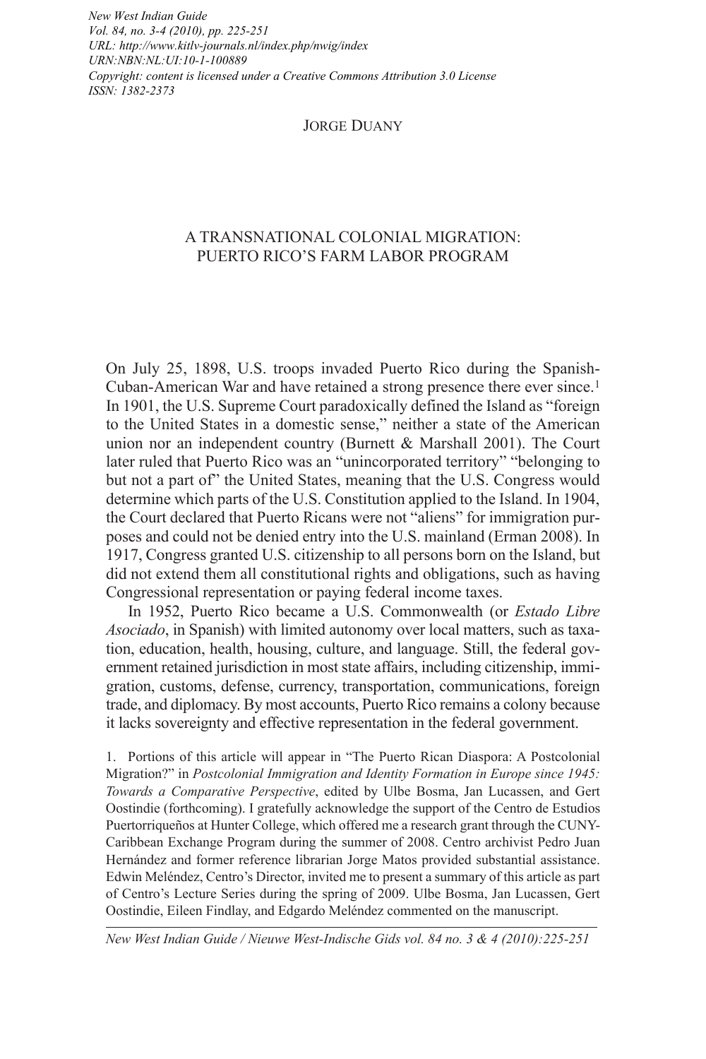*New West Indian Guide*
*Vol. 84, no. 3-4 (2010), pp. 225-251*
*URL: http://www.kitlv-journals.nl/index.php/nwig/index*
*URN:NBN:NL:UI:10-1-100889*
*Copyright: content is licensed under a Creative Commons Attribution 3.0 License*
*ISSN: 1382-2373*

JORGE DUANY

# A TRANSNATIONAL COLONIAL MIGRATION: PUERTO RICO'S FARM LABOR PROGRAM

On July 25, 1898, U.S. troops invaded Puerto Rico during the Spanish-Cuban-American War and have retained a strong presence there ever since.[1] In 1901, the U.S. Supreme Court paradoxically defined the Island as "foreign to the United States in a domestic sense," neither a state of the American union nor an independent country (Burnett & Marshall 2001). The Court later ruled that Puerto Rico was an "unincorporated territory" "belonging to but not a part of" the United States, meaning that the U.S. Congress would determine which parts of the U.S. Constitution applied to the Island. In 1904, the Court declared that Puerto Ricans were not "aliens" for immigration purposes and could not be denied entry into the U.S. mainland (Erman 2008). In 1917, Congress granted U.S. citizenship to all persons born on the Island, but did not extend them all constitutional rights and obligations, such as having Congressional representation or paying federal income taxes.

In 1952, Puerto Rico became a U.S. Commonwealth (or *Estado Libre Asociado*, in Spanish) with limited autonomy over local matters, such as taxation, education, health, housing, culture, and language. Still, the federal government retained jurisdiction in most state affairs, including citizenship, immigration, customs, defense, currency, transportation, communications, foreign trade, and diplomacy. By most accounts, Puerto Rico remains a colony because it lacks sovereignty and effective representation in the federal government.

1. Portions of this article will appear in "The Puerto Rican Diaspora: A Postcolonial Migration?" in *Postcolonial Immigration and Identity Formation in Europe since 1945: Towards a Comparative Perspective*, edited by Ulbe Bosma, Jan Lucassen, and Gert Oostindie (forthcoming). I gratefully acknowledge the support of the Centro de Estudios Puertorriqueños at Hunter College, which offered me a research grant through the CUNY-Caribbean Exchange Program during the summer of 2008. Centro archivist Pedro Juan Hernández and former reference librarian Jorge Matos provided substantial assistance. Edwin Meléndez, Centro's Director, invited me to present a summary of this article as part of Centro's Lecture Series during the spring of 2009. Ulbe Bosma, Jan Lucassen, Gert Oostindie, Eileen Findlay, and Edgardo Meléndez commented on the manuscript.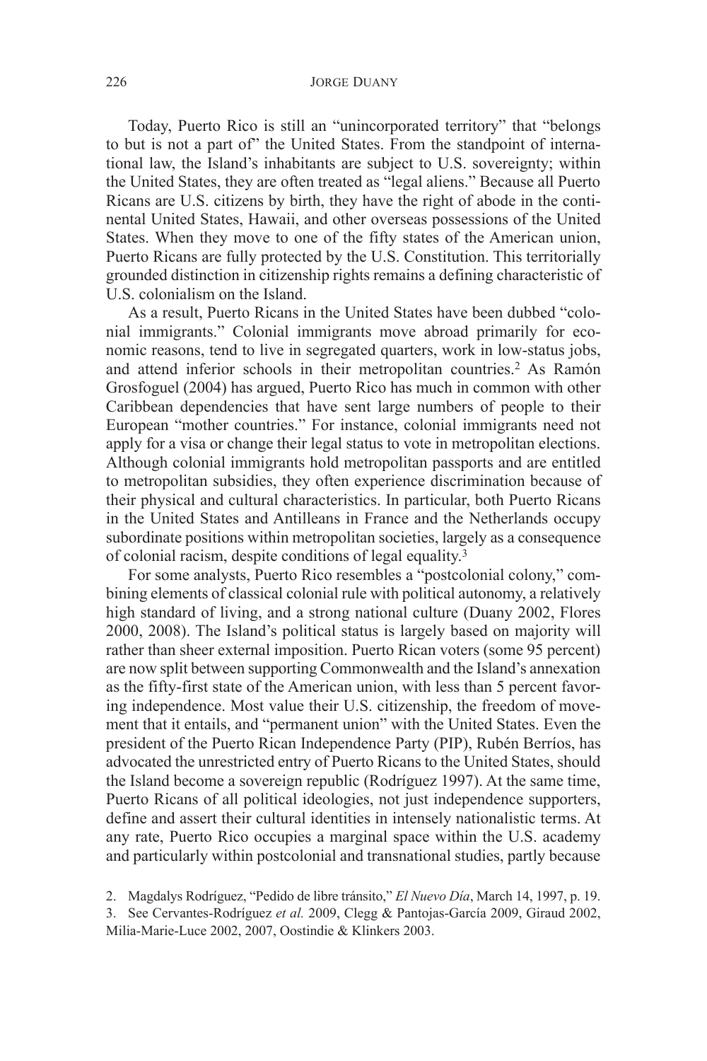Today, Puerto Rico is still an "unincorporated territory" that "belongs to but is not a part of" the United States. From the standpoint of international law, the Island's inhabitants are subject to U.S. sovereignty; within the United States, they are often treated as "legal aliens." Because all Puerto Ricans are U.S. citizens by birth, they have the right of abode in the continental United States, Hawaii, and other overseas possessions of the United States. When they move to one of the fifty states of the American union, Puerto Ricans are fully protected by the U.S. Constitution. This territorially grounded distinction in citizenship rights remains a defining characteristic of U.S. colonialism on the Island.

As a result, Puerto Ricans in the United States have been dubbed "colonial immigrants." Colonial immigrants move abroad primarily for economic reasons, tend to live in segregated quarters, work in low-status jobs, and attend inferior schools in their metropolitan countries.[2] As Ramón Grosfoguel (2004) has argued, Puerto Rico has much in common with other Caribbean dependencies that have sent large numbers of people to their European "mother countries." For instance, colonial immigrants need not apply for a visa or change their legal status to vote in metropolitan elections. Although colonial immigrants hold metropolitan passports and are entitled to metropolitan subsidies, they often experience discrimination because of their physical and cultural characteristics. In particular, both Puerto Ricans in the United States and Antilleans in France and the Netherlands occupy subordinate positions within metropolitan societies, largely as a consequence of colonial racism, despite conditions of legal equality.[3]

For some analysts, Puerto Rico resembles a "postcolonial colony," combining elements of classical colonial rule with political autonomy, a relatively high standard of living, and a strong national culture (Duany 2002, Flores 2000, 2008). The Island's political status is largely based on majority will rather than sheer external imposition. Puerto Rican voters (some 95 percent) are now split between supporting Commonwealth and the Island's annexation as the fifty-first state of the American union, with less than 5 percent favoring independence. Most value their U.S. citizenship, the freedom of movement that it entails, and "permanent union" with the United States. Even the president of the Puerto Rican Independence Party (PIP), Rubén Berríos, has advocated the unrestricted entry of Puerto Ricans to the United States, should the Island become a sovereign republic (Rodríguez 1997). At the same time, Puerto Ricans of all political ideologies, not just independence supporters, define and assert their cultural identities in intensely nationalistic terms. At any rate, Puerto Rico occupies a marginal space within the U.S. academy and particularly within postcolonial and transnational studies, partly because

2. Magdalys Rodríguez, "Pedido de libre tránsito," *El Nuevo Día*, March 14, 1997, p. 19.

3. See Cervantes-Rodríguez *et al.* 2009, Clegg & Pantojas-García 2009, Giraud 2002, Milia-Marie-Luce 2002, 2007, Oostindie & Klinkers 2003.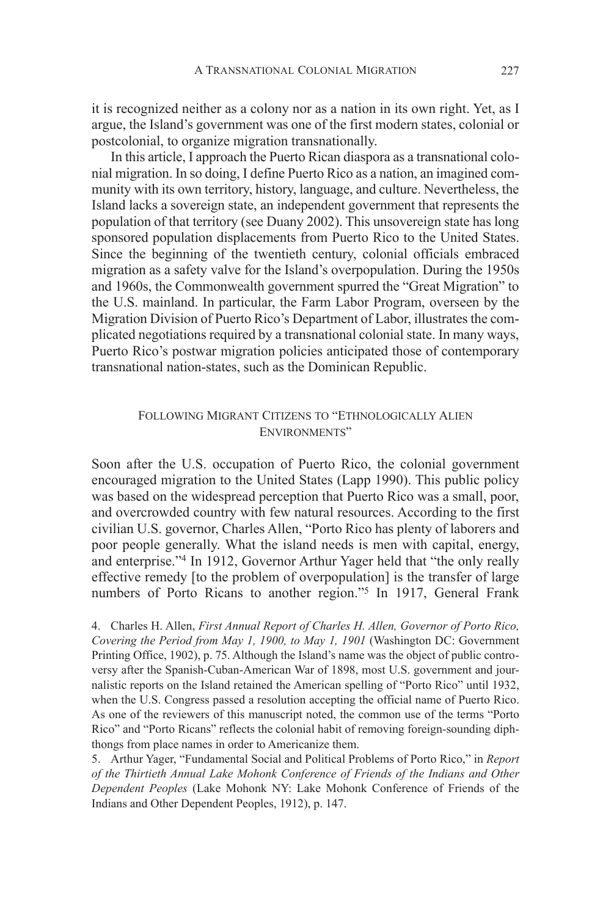it is recognized neither as a colony nor as a nation in its own right. Yet, as I argue, the Island's government was one of the first modern states, colonial or postcolonial, to organize migration transnationally.

In this article, I approach the Puerto Rican diaspora as a transnational colonial migration. In so doing, I define Puerto Rico as a nation, an imagined community with its own territory, history, language, and culture. Nevertheless, the Island lacks a sovereign state, an independent government that represents the population of that territory (see Duany 2002). This unsovereign state has long sponsored population displacements from Puerto Rico to the United States. Since the beginning of the twentieth century, colonial officials embraced migration as a safety valve for the Island's overpopulation. During the 1950s and 1960s, the Commonwealth government spurred the "Great Migration" to the U.S. mainland. In particular, the Farm Labor Program, overseen by the Migration Division of Puerto Rico's Department of Labor, illustrates the complicated negotiations required by a transnational colonial state. In many ways, Puerto Rico's postwar migration policies anticipated those of contemporary transnational nation-states, such as the Dominican Republic.

## Following Migrant Citizens to "Ethnologically Alien Environments"

Soon after the U.S. occupation of Puerto Rico, the colonial government encouraged migration to the United States (Lapp 1990). This public policy was based on the widespread perception that Puerto Rico was a small, poor, and overcrowded country with few natural resources. According to the first civilian U.S. governor, Charles Allen, "Porto Rico has plenty of laborers and poor people generally. What the island needs is men with capital, energy, and enterprise."[4] In 1912, Governor Arthur Yager held that "the only really effective remedy [to the problem of overpopulation] is the transfer of large numbers of Porto Ricans to another region."[5] In 1917, General Frank

4. Charles H. Allen, *First Annual Report of Charles H. Allen, Governor of Porto Rico, Covering the Period from May 1, 1900, to May 1, 1901* (Washington DC: Government Printing Office, 1902), p. 75. Although the Island's name was the object of public controversy after the Spanish-Cuban-American War of 1898, most U.S. government and journalistic reports on the Island retained the American spelling of "Porto Rico" until 1932, when the U.S. Congress passed a resolution accepting the official name of Puerto Rico. As one of the reviewers of this manuscript noted, the common use of the terms "Porto Rico" and "Porto Ricans" reflects the colonial habit of removing foreign-sounding diphthongs from place names in order to Americanize them.

5. Arthur Yager, "Fundamental Social and Political Problems of Porto Rico," in *Report of the Thirtieth Annual Lake Mohonk Conference of Friends of the Indians and Other Dependent Peoples* (Lake Mohonk NY: Lake Mohonk Conference of Friends of the Indians and Other Dependent Peoples, 1912), p. 147.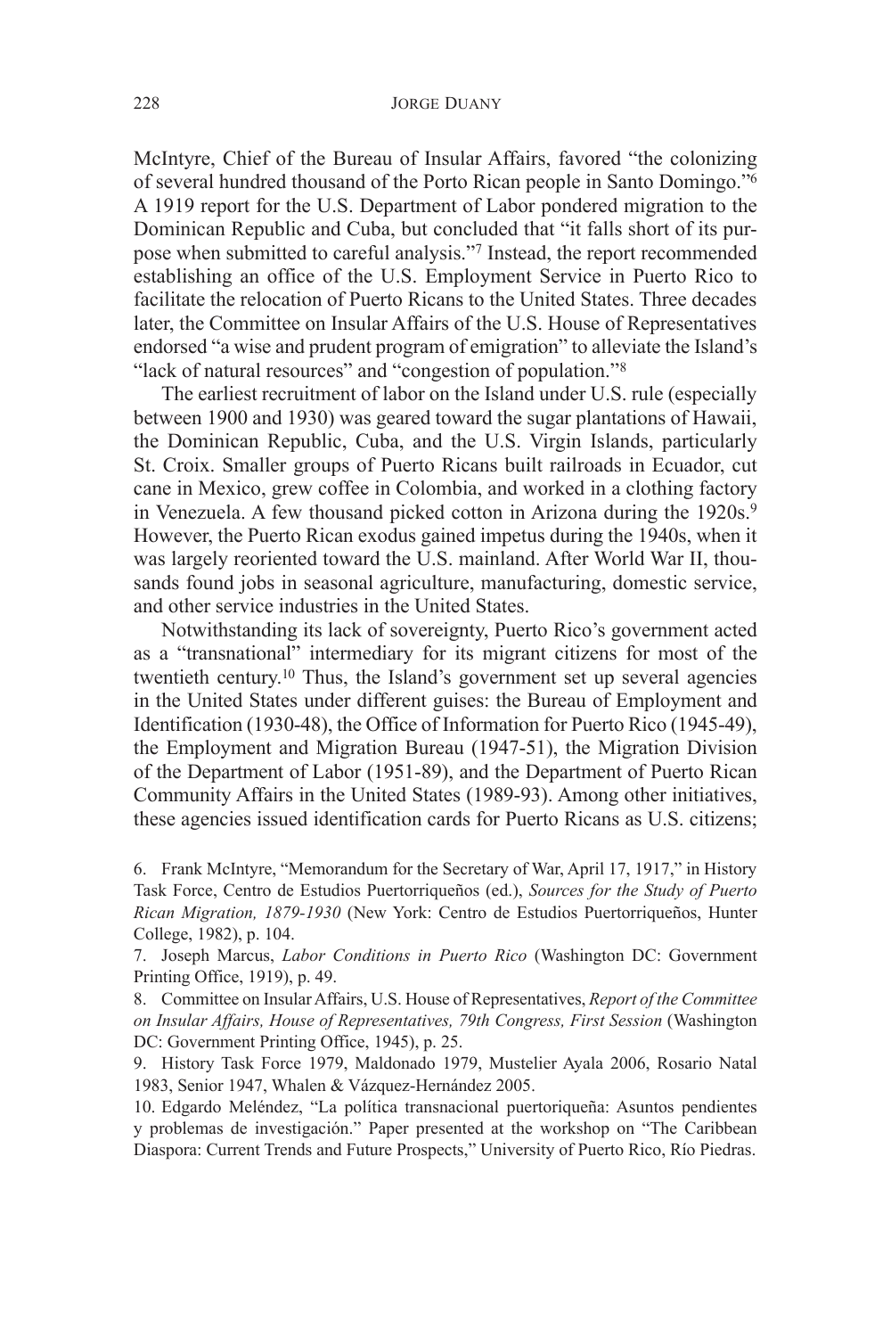McIntyre, Chief of the Bureau of Insular Affairs, favored "the colonizing of several hundred thousand of the Porto Rican people in Santo Domingo."[6] A 1919 report for the U.S. Department of Labor pondered migration to the Dominican Republic and Cuba, but concluded that "it falls short of its purpose when submitted to careful analysis."[7] Instead, the report recommended establishing an office of the U.S. Employment Service in Puerto Rico to facilitate the relocation of Puerto Ricans to the United States. Three decades later, the Committee on Insular Affairs of the U.S. House of Representatives endorsed "a wise and prudent program of emigration" to alleviate the Island's "lack of natural resources" and "congestion of population."[8]

The earliest recruitment of labor on the Island under U.S. rule (especially between 1900 and 1930) was geared toward the sugar plantations of Hawaii, the Dominican Republic, Cuba, and the U.S. Virgin Islands, particularly St. Croix. Smaller groups of Puerto Ricans built railroads in Ecuador, cut cane in Mexico, grew coffee in Colombia, and worked in a clothing factory in Venezuela. A few thousand picked cotton in Arizona during the 1920s.[9] However, the Puerto Rican exodus gained impetus during the 1940s, when it was largely reoriented toward the U.S. mainland. After World War II, thousands found jobs in seasonal agriculture, manufacturing, domestic service, and other service industries in the United States.

Notwithstanding its lack of sovereignty, Puerto Rico's government acted as a "transnational" intermediary for its migrant citizens for most of the twentieth century.[10] Thus, the Island's government set up several agencies in the United States under different guises: the Bureau of Employment and Identification (1930-48), the Office of Information for Puerto Rico (1945-49), the Employment and Migration Bureau (1947-51), the Migration Division of the Department of Labor (1951-89), and the Department of Puerto Rican Community Affairs in the United States (1989-93). Among other initiatives, these agencies issued identification cards for Puerto Ricans as U.S. citizens;

6. Frank McIntyre, "Memorandum for the Secretary of War, April 17, 1917," in History Task Force, Centro de Estudios Puertorriqueños (ed.), *Sources for the Study of Puerto Rican Migration, 1879-1930* (New York: Centro de Estudios Puertorriqueños, Hunter College, 1982), p. 104.

7. Joseph Marcus, *Labor Conditions in Puerto Rico* (Washington DC: Government Printing Office, 1919), p. 49.

8. Committee on Insular Affairs, U.S. House of Representatives, *Report of the Committee on Insular Affairs, House of Representatives, 79th Congress, First Session* (Washington DC: Government Printing Office, 1945), p. 25.

9. History Task Force 1979, Maldonado 1979, Mustelier Ayala 2006, Rosario Natal 1983, Senior 1947, Whalen & Vázquez-Hernández 2005.

10. Edgardo Meléndez, "La política transnacional puertoriqueña: Asuntos pendientes y problemas de investigación." Paper presented at the workshop on "The Caribbean Diaspora: Current Trends and Future Prospects," University of Puerto Rico, Río Piedras.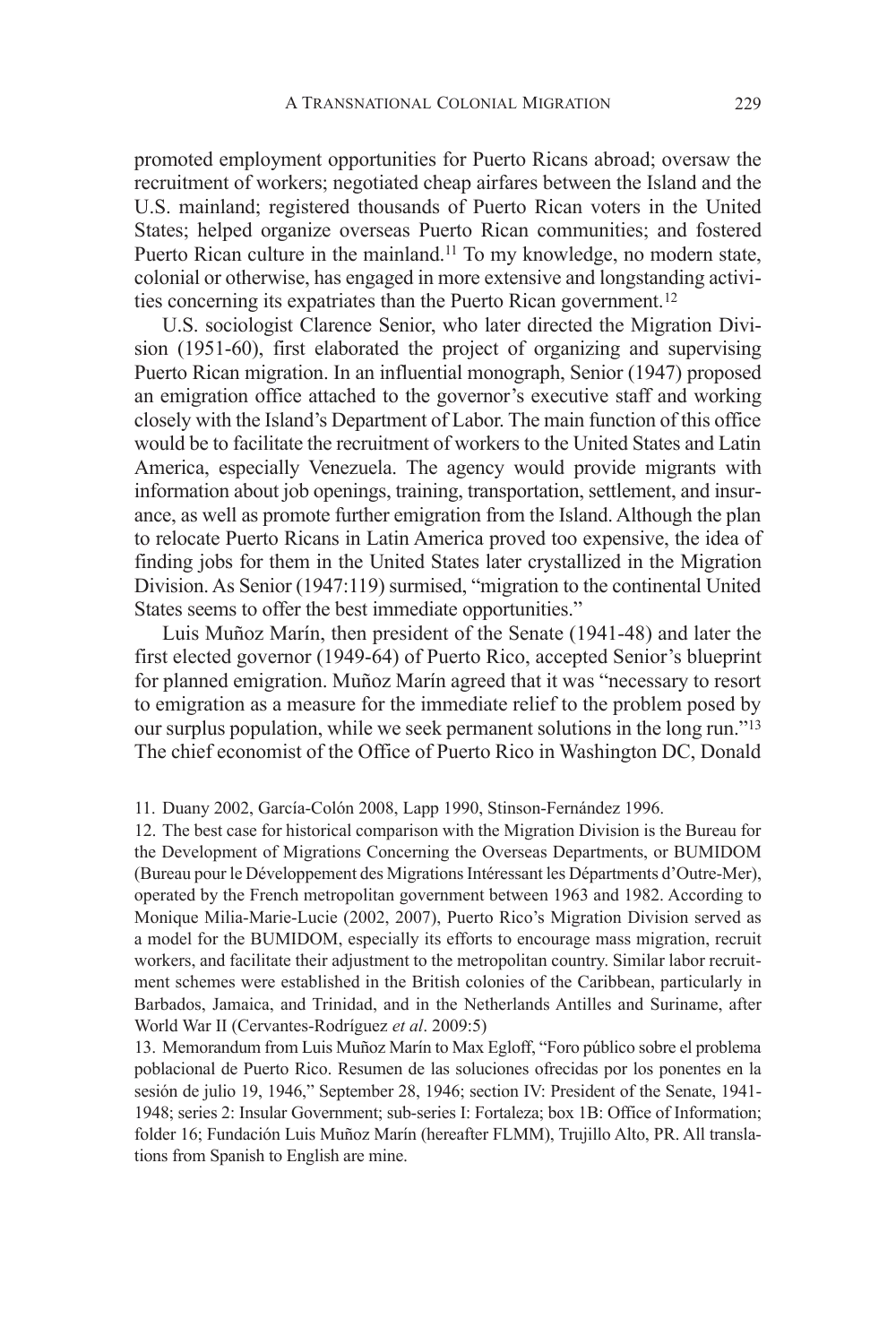promoted employment opportunities for Puerto Ricans abroad; oversaw the recruitment of workers; negotiated cheap airfares between the Island and the U.S. mainland; registered thousands of Puerto Rican voters in the United States; helped organize overseas Puerto Rican communities; and fostered Puerto Rican culture in the mainland.[11] To my knowledge, no modern state, colonial or otherwise, has engaged in more extensive and longstanding activities concerning its expatriates than the Puerto Rican government.[12]

U.S. sociologist Clarence Senior, who later directed the Migration Division (1951-60), first elaborated the project of organizing and supervising Puerto Rican migration. In an influential monograph, Senior (1947) proposed an emigration office attached to the governor's executive staff and working closely with the Island's Department of Labor. The main function of this office would be to facilitate the recruitment of workers to the United States and Latin America, especially Venezuela. The agency would provide migrants with information about job openings, training, transportation, settlement, and insurance, as well as promote further emigration from the Island. Although the plan to relocate Puerto Ricans in Latin America proved too expensive, the idea of finding jobs for them in the United States later crystallized in the Migration Division. As Senior (1947:119) surmised, "migration to the continental United States seems to offer the best immediate opportunities."

Luis Muñoz Marín, then president of the Senate (1941-48) and later the first elected governor (1949-64) of Puerto Rico, accepted Senior's blueprint for planned emigration. Muñoz Marín agreed that it was "necessary to resort to emigration as a measure for the immediate relief to the problem posed by our surplus population, while we seek permanent solutions in the long run."[13] The chief economist of the Office of Puerto Rico in Washington DC, Donald

11. Duany 2002, García-Colón 2008, Lapp 1990, Stinson-Fernández 1996.

12. The best case for historical comparison with the Migration Division is the Bureau for the Development of Migrations Concerning the Overseas Departments, or BUMIDOM (Bureau pour le Développement des Migrations Intéressant les Départments d'Outre-Mer), operated by the French metropolitan government between 1963 and 1982. According to Monique Milia-Marie-Lucie (2002, 2007), Puerto Rico's Migration Division served as a model for the BUMIDOM, especially its efforts to encourage mass migration, recruit workers, and facilitate their adjustment to the metropolitan country. Similar labor recruitment schemes were established in the British colonies of the Caribbean, particularly in Barbados, Jamaica, and Trinidad, and in the Netherlands Antilles and Suriname, after World War II (Cervantes-Rodríguez *et al*. 2009:5)

13. Memorandum from Luis Muñoz Marín to Max Egloff, "Foro público sobre el problema poblacional de Puerto Rico. Resumen de las soluciones ofrecidas por los ponentes en la sesión de julio 19, 1946," September 28, 1946; section IV: President of the Senate, 1941-1948; series 2: Insular Government; sub-series I: Fortaleza; box 1B: Office of Information; folder 16; Fundación Luis Muñoz Marín (hereafter FLMM), Trujillo Alto, PR. All translations from Spanish to English are mine.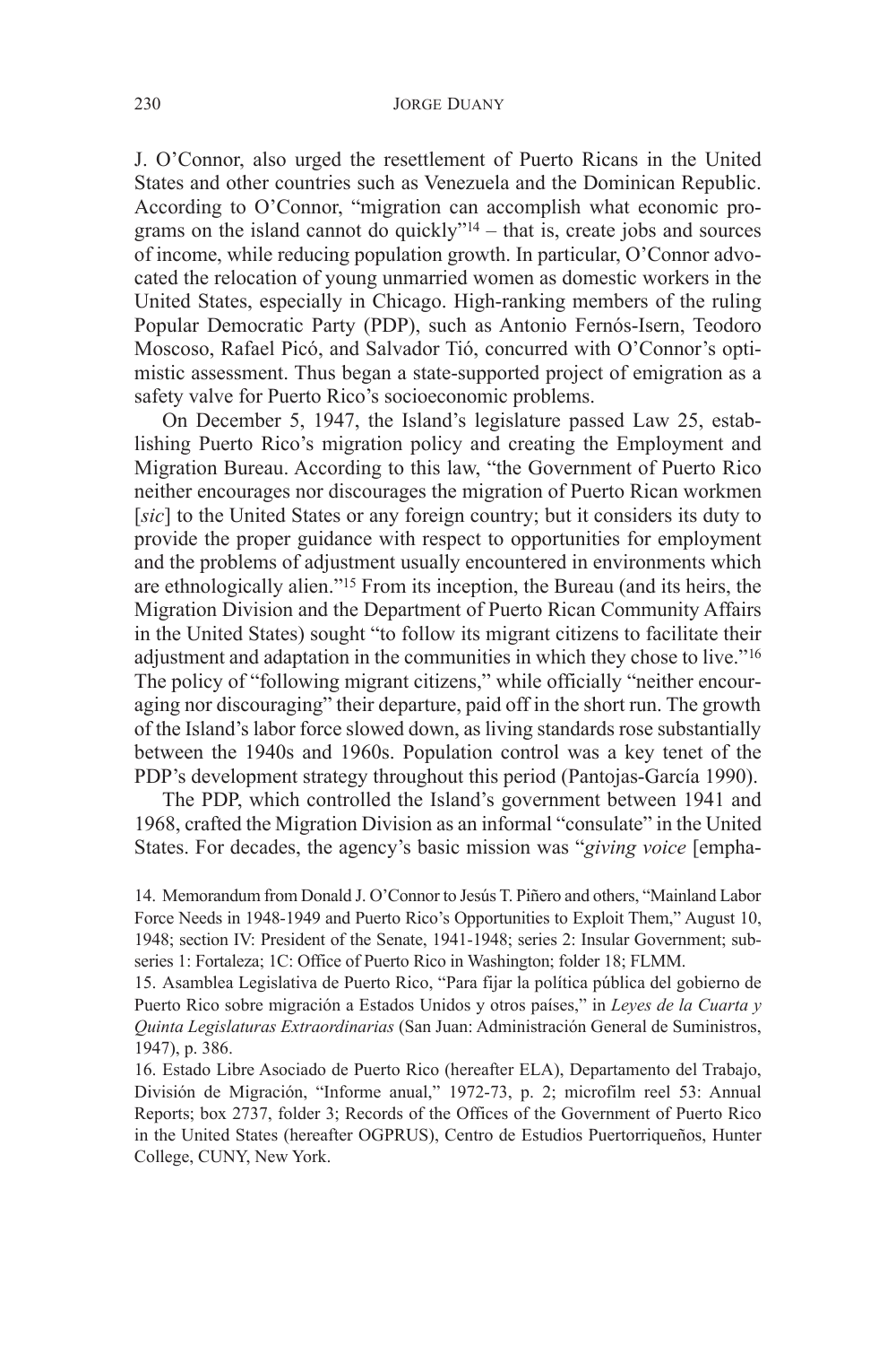J. O'Connor, also urged the resettlement of Puerto Ricans in the United States and other countries such as Venezuela and the Dominican Republic. According to O'Connor, "migration can accomplish what economic programs on the island cannot do quickly"[14] – that is, create jobs and sources of income, while reducing population growth. In particular, O'Connor advocated the relocation of young unmarried women as domestic workers in the United States, especially in Chicago. High-ranking members of the ruling Popular Democratic Party (PDP), such as Antonio Fernós-Isern, Teodoro Moscoso, Rafael Picó, and Salvador Tió, concurred with O'Connor's optimistic assessment. Thus began a state-supported project of emigration as a safety valve for Puerto Rico's socioeconomic problems.

On December 5, 1947, the Island's legislature passed Law 25, establishing Puerto Rico's migration policy and creating the Employment and Migration Bureau. According to this law, "the Government of Puerto Rico neither encourages nor discourages the migration of Puerto Rican workmen [*sic*] to the United States or any foreign country; but it considers its duty to provide the proper guidance with respect to opportunities for employment and the problems of adjustment usually encountered in environments which are ethnologically alien."[15] From its inception, the Bureau (and its heirs, the Migration Division and the Department of Puerto Rican Community Affairs in the United States) sought "to follow its migrant citizens to facilitate their adjustment and adaptation in the communities in which they chose to live."[16] The policy of "following migrant citizens," while officially "neither encouraging nor discouraging" their departure, paid off in the short run. The growth of the Island's labor force slowed down, as living standards rose substantially between the 1940s and 1960s. Population control was a key tenet of the PDP's development strategy throughout this period (Pantojas-García 1990).

The PDP, which controlled the Island's government between 1941 and 1968, crafted the Migration Division as an informal "consulate" in the United States. For decades, the agency's basic mission was "*giving voice* [empha-

14. Memorandum from Donald J. O'Connor to Jesús T. Piñero and others, "Mainland Labor Force Needs in 1948-1949 and Puerto Rico's Opportunities to Exploit Them," August 10, 1948; section IV: President of the Senate, 1941-1948; series 2: Insular Government; subseries 1: Fortaleza; 1C: Office of Puerto Rico in Washington; folder 18; FLMM.

15. Asamblea Legislativa de Puerto Rico, "Para fijar la política pública del gobierno de Puerto Rico sobre migración a Estados Unidos y otros países," in *Leyes de la Cuarta y Quinta Legislaturas Extraordinarias* (San Juan: Administración General de Suministros, 1947), p. 386.

16. Estado Libre Asociado de Puerto Rico (hereafter ELA), Departamento del Trabajo, División de Migración, "Informe anual," 1972-73, p. 2; microfilm reel 53: Annual Reports; box 2737, folder 3; Records of the Offices of the Government of Puerto Rico in the United States (hereafter OGPRUS), Centro de Estudios Puertorriqueños, Hunter College, CUNY, New York.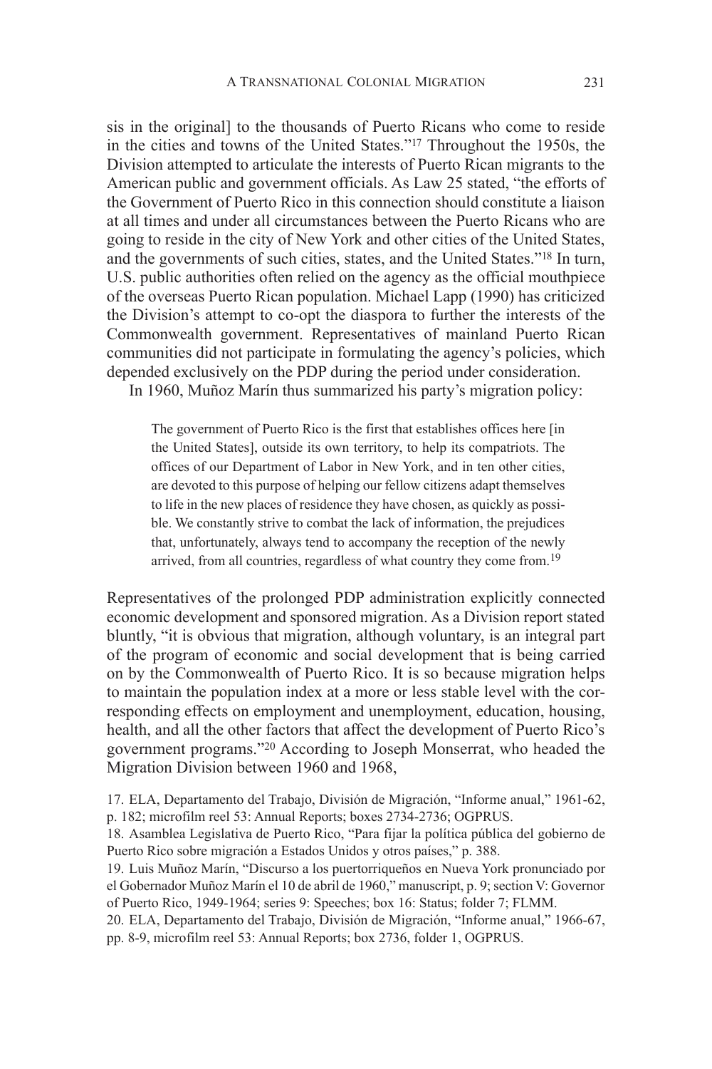sis in the original] to the thousands of Puerto Ricans who come to reside in the cities and towns of the United States."[17] Throughout the 1950s, the Division attempted to articulate the interests of Puerto Rican migrants to the American public and government officials. As Law 25 stated, "the efforts of the Government of Puerto Rico in this connection should constitute a liaison at all times and under all circumstances between the Puerto Ricans who are going to reside in the city of New York and other cities of the United States, and the governments of such cities, states, and the United States."[18] In turn, U.S. public authorities often relied on the agency as the official mouthpiece of the overseas Puerto Rican population. Michael Lapp (1990) has criticized the Division's attempt to co-opt the diaspora to further the interests of the Commonwealth government. Representatives of mainland Puerto Rican communities did not participate in formulating the agency's policies, which depended exclusively on the PDP during the period under consideration.

In 1960, Muñoz Marín thus summarized his party's migration policy:

> The government of Puerto Rico is the first that establishes offices here [in the United States], outside its own territory, to help its compatriots. The offices of our Department of Labor in New York, and in ten other cities, are devoted to this purpose of helping our fellow citizens adapt themselves to life in the new places of residence they have chosen, as quickly as possible. We constantly strive to combat the lack of information, the prejudices that, unfortunately, always tend to accompany the reception of the newly arrived, from all countries, regardless of what country they come from.[19]

Representatives of the prolonged PDP administration explicitly connected economic development and sponsored migration. As a Division report stated bluntly, "it is obvious that migration, although voluntary, is an integral part of the program of economic and social development that is being carried on by the Commonwealth of Puerto Rico. It is so because migration helps to maintain the population index at a more or less stable level with the corresponding effects on employment and unemployment, education, housing, health, and all the other factors that affect the development of Puerto Rico's government programs."[20] According to Joseph Monserrat, who headed the Migration Division between 1960 and 1968,

17. ELA, Departamento del Trabajo, División de Migración, "Informe anual," 1961-62, p. 182; microfilm reel 53: Annual Reports; boxes 2734-2736; OGPRUS.

18. Asamblea Legislativa de Puerto Rico, "Para fijar la política pública del gobierno de Puerto Rico sobre migración a Estados Unidos y otros países," p. 388.

19. Luis Muñoz Marín, "Discurso a los puertorriqueños en Nueva York pronunciado por el Gobernador Muñoz Marín el 10 de abril de 1960," manuscript, p. 9; section V: Governor of Puerto Rico, 1949-1964; series 9: Speeches; box 16: Status; folder 7; FLMM.

20. ELA, Departamento del Trabajo, División de Migración, "Informe anual," 1966-67, pp. 8-9, microfilm reel 53: Annual Reports; box 2736, folder 1, OGPRUS.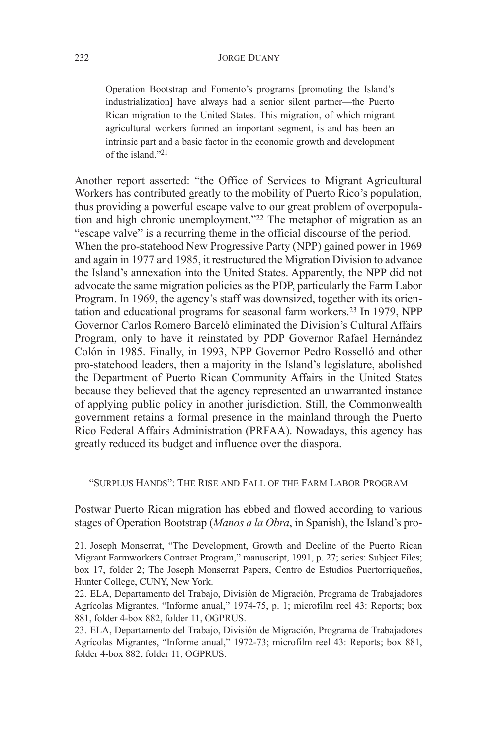> Operation Bootstrap and Fomento's programs [promoting the Island's industrialization] have always had a senior silent partner—the Puerto Rican migration to the United States. This migration, of which migrant agricultural workers formed an important segment, is and has been an intrinsic part and a basic factor in the economic growth and development of the island."[21]

Another report asserted: "the Office of Services to Migrant Agricultural Workers has contributed greatly to the mobility of Puerto Rico's population, thus providing a powerful escape valve to our great problem of overpopulation and high chronic unemployment."[22] The metaphor of migration as an "escape valve" is a recurring theme in the official discourse of the period.

When the pro-statehood New Progressive Party (NPP) gained power in 1969 and again in 1977 and 1985, it restructured the Migration Division to advance the Island's annexation into the United States. Apparently, the NPP did not advocate the same migration policies as the PDP, particularly the Farm Labor Program. In 1969, the agency's staff was downsized, together with its orientation and educational programs for seasonal farm workers.[23] In 1979, NPP Governor Carlos Romero Barceló eliminated the Division's Cultural Affairs Program, only to have it reinstated by PDP Governor Rafael Hernández Colón in 1985. Finally, in 1993, NPP Governor Pedro Rosselló and other pro-statehood leaders, then a majority in the Island's legislature, abolished the Department of Puerto Rican Community Affairs in the United States because they believed that the agency represented an unwarranted instance of applying public policy in another jurisdiction. Still, the Commonwealth government retains a formal presence in the mainland through the Puerto Rico Federal Affairs Administration (PRFAA). Nowadays, this agency has greatly reduced its budget and influence over the diaspora.

## "Surplus Hands": The Rise and Fall of the Farm Labor Program

Postwar Puerto Rican migration has ebbed and flowed according to various stages of Operation Bootstrap (*Manos a la Obra*, in Spanish), the Island's pro-

21. Joseph Monserrat, "The Development, Growth and Decline of the Puerto Rican Migrant Farmworkers Contract Program," manuscript, 1991, p. 27; series: Subject Files; box 17, folder 2; The Joseph Monserrat Papers, Centro de Estudios Puertorriqueños, Hunter College, CUNY, New York.

22. ELA, Departamento del Trabajo, División de Migración, Programa de Trabajadores Agrícolas Migrantes, "Informe anual," 1974-75, p. 1; microfilm reel 43: Reports; box 881, folder 4-box 882, folder 11, OGPRUS.

23. ELA, Departamento del Trabajo, División de Migración, Programa de Trabajadores Agrícolas Migrantes, "Informe anual," 1972-73; microfilm reel 43: Reports; box 881, folder 4-box 882, folder 11, OGPRUS.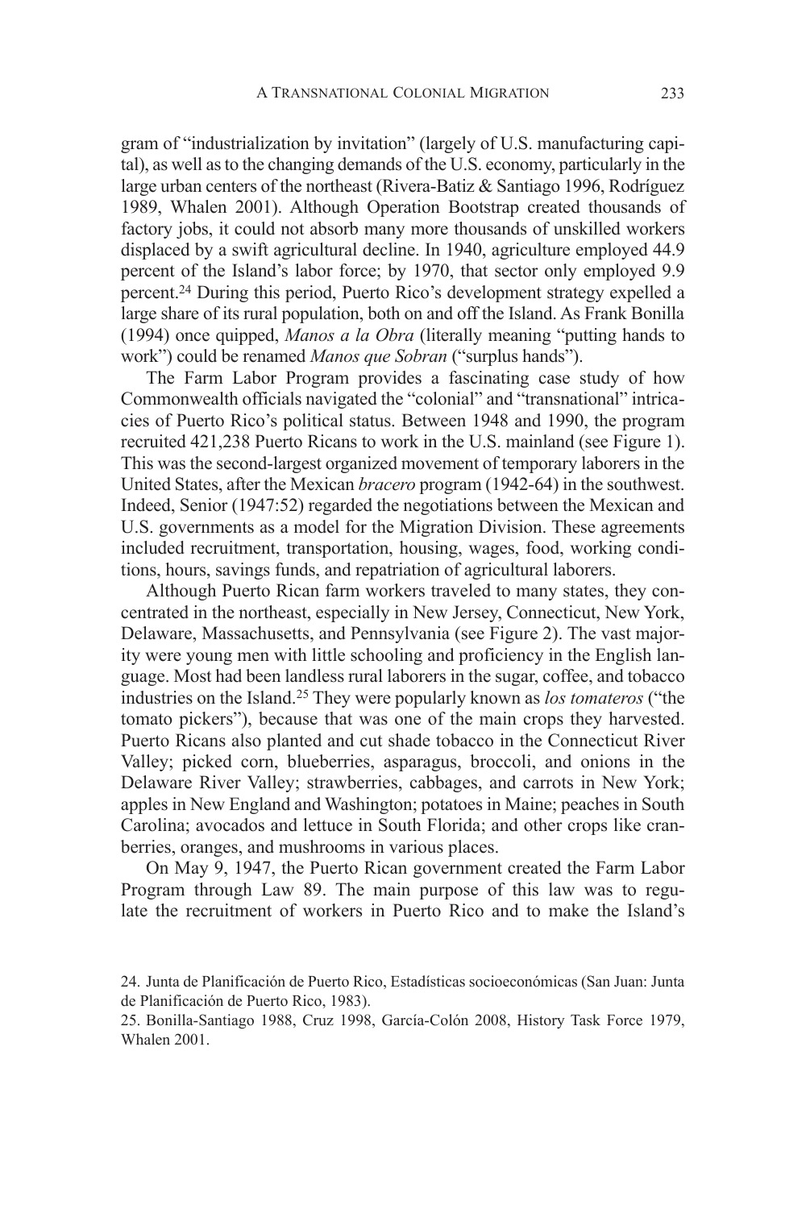gram of "industrialization by invitation" (largely of U.S. manufacturing capital), as well as to the changing demands of the U.S. economy, particularly in the large urban centers of the northeast (Rivera-Batiz & Santiago 1996, Rodríguez 1989, Whalen 2001). Although Operation Bootstrap created thousands of factory jobs, it could not absorb many more thousands of unskilled workers displaced by a swift agricultural decline. In 1940, agriculture employed 44.9 percent of the Island's labor force; by 1970, that sector only employed 9.9 percent.[24] During this period, Puerto Rico's development strategy expelled a large share of its rural population, both on and off the Island. As Frank Bonilla (1994) once quipped, *Manos a la Obra* (literally meaning "putting hands to work") could be renamed *Manos que Sobran* ("surplus hands").

The Farm Labor Program provides a fascinating case study of how Commonwealth officials navigated the "colonial" and "transnational" intricacies of Puerto Rico's political status. Between 1948 and 1990, the program recruited 421,238 Puerto Ricans to work in the U.S. mainland (see Figure 1). This was the second-largest organized movement of temporary laborers in the United States, after the Mexican *bracero* program (1942-64) in the southwest. Indeed, Senior (1947:52) regarded the negotiations between the Mexican and U.S. governments as a model for the Migration Division. These agreements included recruitment, transportation, housing, wages, food, working conditions, hours, savings funds, and repatriation of agricultural laborers.

Although Puerto Rican farm workers traveled to many states, they concentrated in the northeast, especially in New Jersey, Connecticut, New York, Delaware, Massachusetts, and Pennsylvania (see Figure 2). The vast majority were young men with little schooling and proficiency in the English language. Most had been landless rural laborers in the sugar, coffee, and tobacco industries on the Island.[25] They were popularly known as *los tomateros* ("the tomato pickers"), because that was one of the main crops they harvested. Puerto Ricans also planted and cut shade tobacco in the Connecticut River Valley; picked corn, blueberries, asparagus, broccoli, and onions in the Delaware River Valley; strawberries, cabbages, and carrots in New York; apples in New England and Washington; potatoes in Maine; peaches in South Carolina; avocados and lettuce in South Florida; and other crops like cranberries, oranges, and mushrooms in various places.

On May 9, 1947, the Puerto Rican government created the Farm Labor Program through Law 89. The main purpose of this law was to regulate the recruitment of workers in Puerto Rico and to make the Island's

24. Junta de Planificación de Puerto Rico, Estadísticas socioeconómicas (San Juan: Junta de Planificación de Puerto Rico, 1983).

25. Bonilla-Santiago 1988, Cruz 1998, García-Colón 2008, History Task Force 1979, Whalen 2001.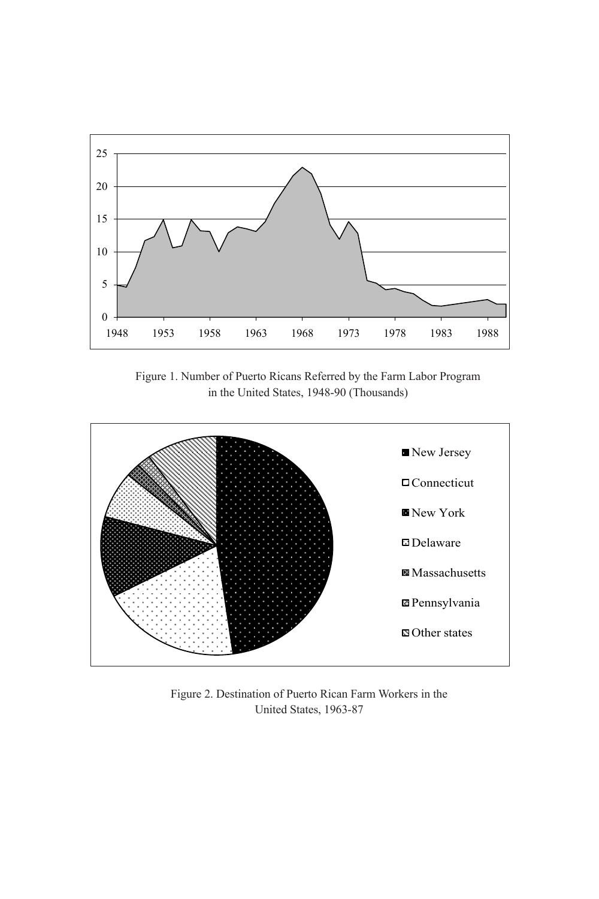Figure 1. Number of Puerto Ricans Referred by the Farm Labor Program in the United States, 1948-90 (Thousands)

Figure 2. Destination of Puerto Rican Farm Workers in the United States, 1963-87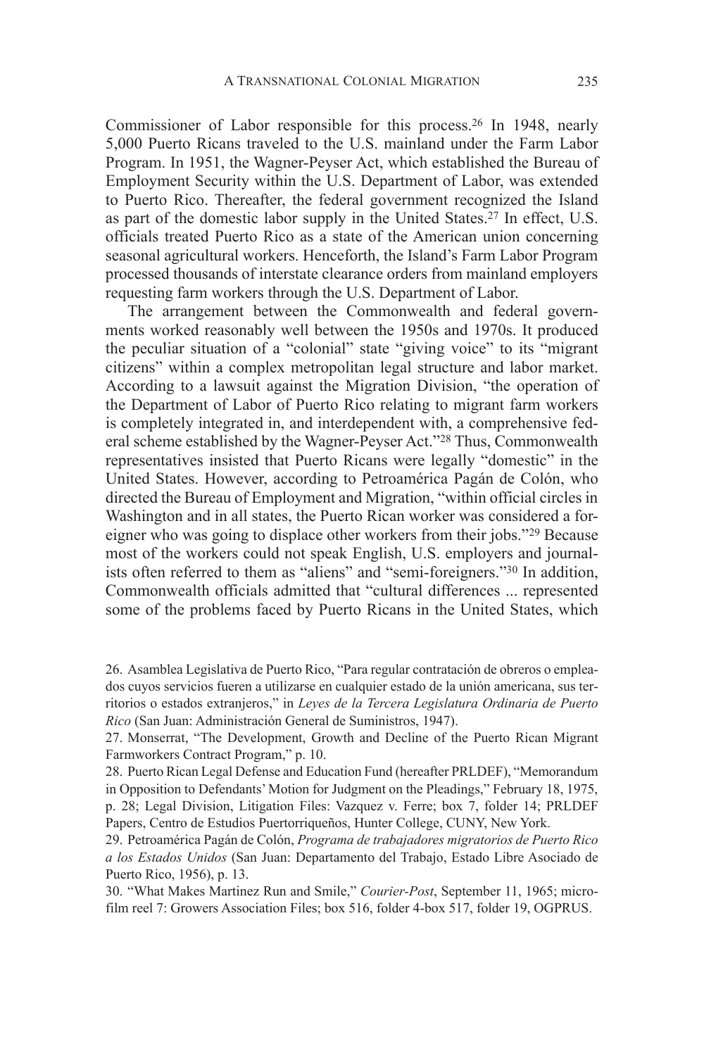Commissioner of Labor responsible for this process.[26] In 1948, nearly 5,000 Puerto Ricans traveled to the U.S. mainland under the Farm Labor Program. In 1951, the Wagner-Peyser Act, which established the Bureau of Employment Security within the U.S. Department of Labor, was extended to Puerto Rico. Thereafter, the federal government recognized the Island as part of the domestic labor supply in the United States.[27] In effect, U.S. officials treated Puerto Rico as a state of the American union concerning seasonal agricultural workers. Henceforth, the Island's Farm Labor Program processed thousands of interstate clearance orders from mainland employers requesting farm workers through the U.S. Department of Labor.

The arrangement between the Commonwealth and federal governments worked reasonably well between the 1950s and 1970s. It produced the peculiar situation of a "colonial" state "giving voice" to its "migrant citizens" within a complex metropolitan legal structure and labor market. According to a lawsuit against the Migration Division, "the operation of the Department of Labor of Puerto Rico relating to migrant farm workers is completely integrated in, and interdependent with, a comprehensive federal scheme established by the Wagner-Peyser Act."[28] Thus, Commonwealth representatives insisted that Puerto Ricans were legally "domestic" in the United States. However, according to Petroamérica Pagán de Colón, who directed the Bureau of Employment and Migration, "within official circles in Washington and in all states, the Puerto Rican worker was considered a foreigner who was going to displace other workers from their jobs."[29] Because most of the workers could not speak English, U.S. employers and journalists often referred to them as "aliens" and "semi-foreigners."[30] In addition, Commonwealth officials admitted that "cultural differences ... represented some of the problems faced by Puerto Ricans in the United States, which

26. Asamblea Legislativa de Puerto Rico, "Para regular contratación de obreros o empleados cuyos servicios fueren a utilizarse en cualquier estado de la unión americana, sus territorios o estados extranjeros," in *Leyes de la Tercera Legislatura Ordinaria de Puerto Rico* (San Juan: Administración General de Suministros, 1947).

27. Monserrat, "The Development, Growth and Decline of the Puerto Rican Migrant Farmworkers Contract Program," p. 10.

28. Puerto Rican Legal Defense and Education Fund (hereafter PRLDEF), "Memorandum in Opposition to Defendants' Motion for Judgment on the Pleadings," February 18, 1975, p. 28; Legal Division, Litigation Files: Vazquez v. Ferre; box 7, folder 14; PRLDEF Papers, Centro de Estudios Puertorriqueños, Hunter College, CUNY, New York.

29. Petroamérica Pagán de Colón, *Programa de trabajadores migratorios de Puerto Rico a los Estados Unidos* (San Juan: Departamento del Trabajo, Estado Libre Asociado de Puerto Rico, 1956), p. 13.

30. "What Makes Martinez Run and Smile," *Courier-Post*, September 11, 1965; microfilm reel 7: Growers Association Files; box 516, folder 4-box 517, folder 19, OGPRUS.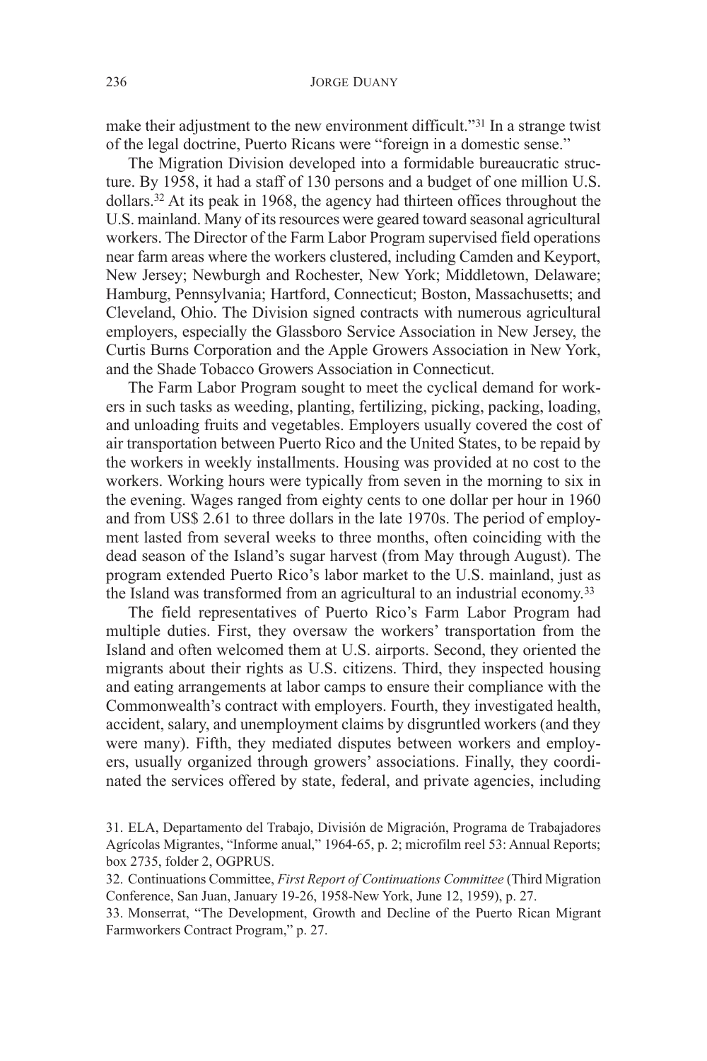make their adjustment to the new environment difficult."[31] In a strange twist of the legal doctrine, Puerto Ricans were "foreign in a domestic sense."

The Migration Division developed into a formidable bureaucratic structure. By 1958, it had a staff of 130 persons and a budget of one million U.S. dollars.[32] At its peak in 1968, the agency had thirteen offices throughout the U.S. mainland. Many of its resources were geared toward seasonal agricultural workers. The Director of the Farm Labor Program supervised field operations near farm areas where the workers clustered, including Camden and Keyport, New Jersey; Newburgh and Rochester, New York; Middletown, Delaware; Hamburg, Pennsylvania; Hartford, Connecticut; Boston, Massachusetts; and Cleveland, Ohio. The Division signed contracts with numerous agricultural employers, especially the Glassboro Service Association in New Jersey, the Curtis Burns Corporation and the Apple Growers Association in New York, and the Shade Tobacco Growers Association in Connecticut.

The Farm Labor Program sought to meet the cyclical demand for workers in such tasks as weeding, planting, fertilizing, picking, packing, loading, and unloading fruits and vegetables. Employers usually covered the cost of air transportation between Puerto Rico and the United States, to be repaid by the workers in weekly installments. Housing was provided at no cost to the workers. Working hours were typically from seven in the morning to six in the evening. Wages ranged from eighty cents to one dollar per hour in 1960 and from US$ 2.61 to three dollars in the late 1970s. The period of employment lasted from several weeks to three months, often coinciding with the dead season of the Island's sugar harvest (from May through August). The program extended Puerto Rico's labor market to the U.S. mainland, just as the Island was transformed from an agricultural to an industrial economy.[33]

The field representatives of Puerto Rico's Farm Labor Program had multiple duties. First, they oversaw the workers' transportation from the Island and often welcomed them at U.S. airports. Second, they oriented the migrants about their rights as U.S. citizens. Third, they inspected housing and eating arrangements at labor camps to ensure their compliance with the Commonwealth's contract with employers. Fourth, they investigated health, accident, salary, and unemployment claims by disgruntled workers (and they were many). Fifth, they mediated disputes between workers and employers, usually organized through growers' associations. Finally, they coordinated the services offered by state, federal, and private agencies, including

31. ELA, Departamento del Trabajo, División de Migración, Programa de Trabajadores Agrícolas Migrantes, "Informe anual," 1964-65, p. 2; microfilm reel 53: Annual Reports; box 2735, folder 2, OGPRUS.

32. Continuations Committee, *First Report of Continuations Committee* (Third Migration Conference, San Juan, January 19-26, 1958-New York, June 12, 1959), p. 27.

33. Monserrat, "The Development, Growth and Decline of the Puerto Rican Migrant Farmworkers Contract Program," p. 27.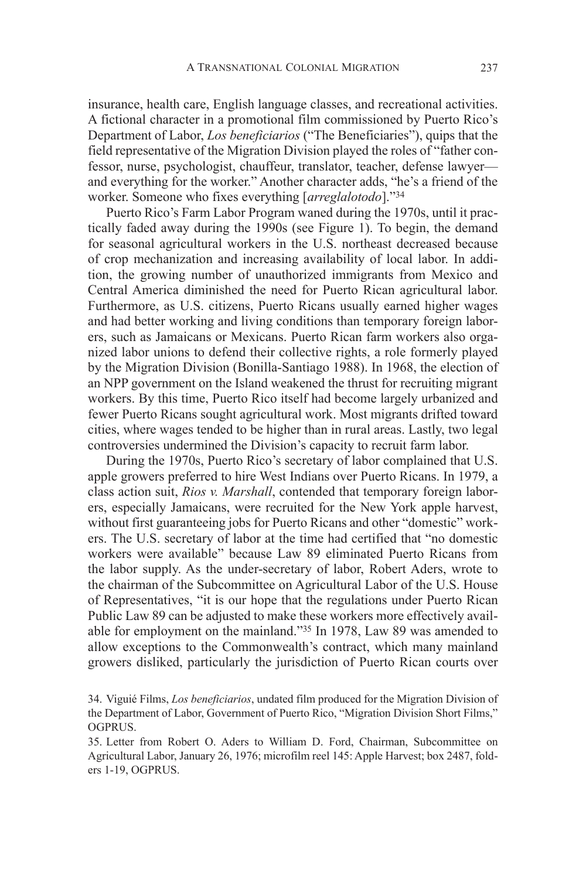insurance, health care, English language classes, and recreational activities. A fictional character in a promotional film commissioned by Puerto Rico's Department of Labor, *Los beneficiarios* ("The Beneficiaries"), quips that the field representative of the Migration Division played the roles of "father confessor, nurse, psychologist, chauffeur, translator, teacher, defense lawyer—and everything for the worker." Another character adds, "he's a friend of the worker. Someone who fixes everything [*arreglalotodo*]."[34]

Puerto Rico's Farm Labor Program waned during the 1970s, until it practically faded away during the 1990s (see Figure 1). To begin, the demand for seasonal agricultural workers in the U.S. northeast decreased because of crop mechanization and increasing availability of local labor. In addition, the growing number of unauthorized immigrants from Mexico and Central America diminished the need for Puerto Rican agricultural labor. Furthermore, as U.S. citizens, Puerto Ricans usually earned higher wages and had better working and living conditions than temporary foreign laborers, such as Jamaicans or Mexicans. Puerto Rican farm workers also organized labor unions to defend their collective rights, a role formerly played by the Migration Division (Bonilla-Santiago 1988). In 1968, the election of an NPP government on the Island weakened the thrust for recruiting migrant workers. By this time, Puerto Rico itself had become largely urbanized and fewer Puerto Ricans sought agricultural work. Most migrants drifted toward cities, where wages tended to be higher than in rural areas. Lastly, two legal controversies undermined the Division's capacity to recruit farm labor.

During the 1970s, Puerto Rico's secretary of labor complained that U.S. apple growers preferred to hire West Indians over Puerto Ricans. In 1979, a class action suit, *Rios v. Marshall*, contended that temporary foreign laborers, especially Jamaicans, were recruited for the New York apple harvest, without first guaranteeing jobs for Puerto Ricans and other "domestic" workers. The U.S. secretary of labor at the time had certified that "no domestic workers were available" because Law 89 eliminated Puerto Ricans from the labor supply. As the under-secretary of labor, Robert Aders, wrote to the chairman of the Subcommittee on Agricultural Labor of the U.S. House of Representatives, "it is our hope that the regulations under Puerto Rican Public Law 89 can be adjusted to make these workers more effectively available for employment on the mainland."[35] In 1978, Law 89 was amended to allow exceptions to the Commonwealth's contract, which many mainland growers disliked, particularly the jurisdiction of Puerto Rican courts over

34. Viguié Films, *Los beneficiarios*, undated film produced for the Migration Division of the Department of Labor, Government of Puerto Rico, "Migration Division Short Films," OGPRUS.

35. Letter from Robert O. Aders to William D. Ford, Chairman, Subcommittee on Agricultural Labor, January 26, 1976; microfilm reel 145: Apple Harvest; box 2487, folders 1-19, OGPRUS.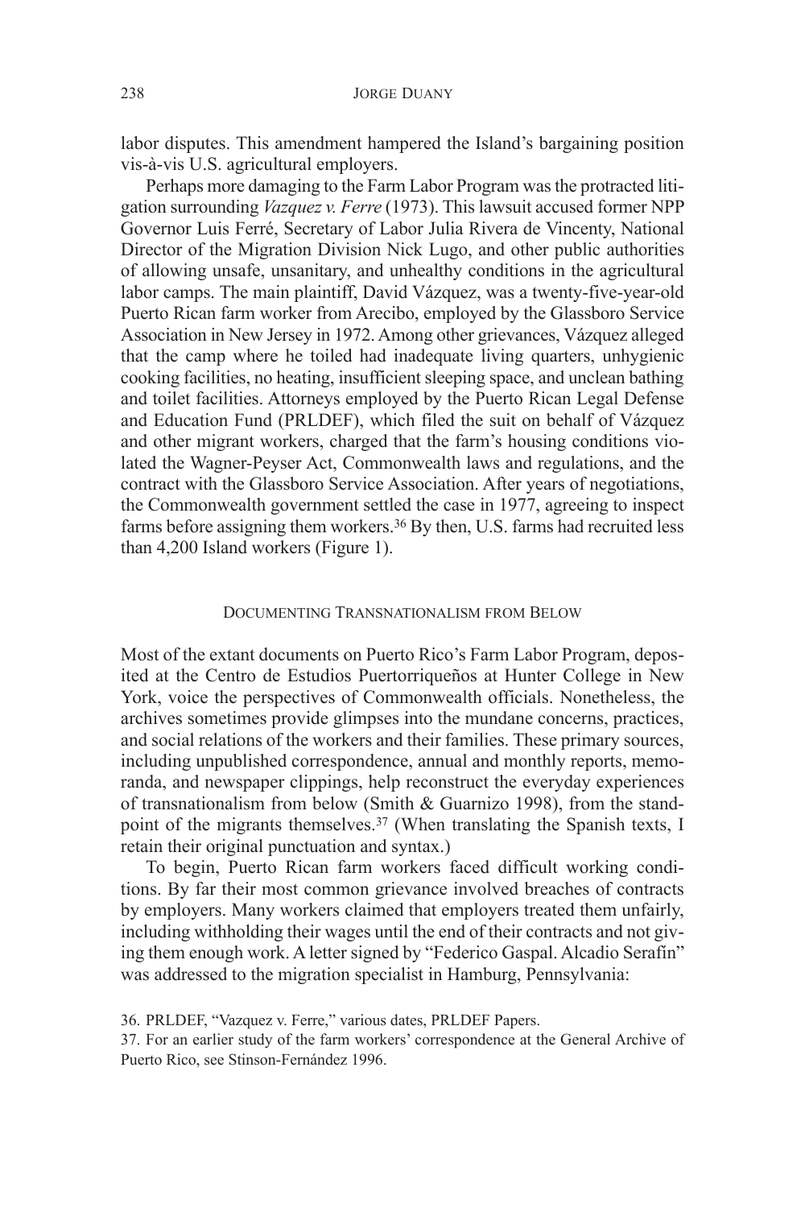labor disputes. This amendment hampered the Island's bargaining position vis-à-vis U.S. agricultural employers.

Perhaps more damaging to the Farm Labor Program was the protracted litigation surrounding *Vazquez v. Ferre* (1973). This lawsuit accused former NPP Governor Luis Ferré, Secretary of Labor Julia Rivera de Vincenty, National Director of the Migration Division Nick Lugo, and other public authorities of allowing unsafe, unsanitary, and unhealthy conditions in the agricultural labor camps. The main plaintiff, David Vázquez, was a twenty-five-year-old Puerto Rican farm worker from Arecibo, employed by the Glassboro Service Association in New Jersey in 1972. Among other grievances, Vázquez alleged that the camp where he toiled had inadequate living quarters, unhygienic cooking facilities, no heating, insufficient sleeping space, and unclean bathing and toilet facilities. Attorneys employed by the Puerto Rican Legal Defense and Education Fund (PRLDEF), which filed the suit on behalf of Vázquez and other migrant workers, charged that the farm's housing conditions violated the Wagner-Peyser Act, Commonwealth laws and regulations, and the contract with the Glassboro Service Association. After years of negotiations, the Commonwealth government settled the case in 1977, agreeing to inspect farms before assigning them workers.[36] By then, U.S. farms had recruited less than 4,200 Island workers (Figure 1).

## Documenting Transnationalism from Below

Most of the extant documents on Puerto Rico's Farm Labor Program, deposited at the Centro de Estudios Puertorriqueños at Hunter College in New York, voice the perspectives of Commonwealth officials. Nonetheless, the archives sometimes provide glimpses into the mundane concerns, practices, and social relations of the workers and their families. These primary sources, including unpublished correspondence, annual and monthly reports, memoranda, and newspaper clippings, help reconstruct the everyday experiences of transnationalism from below (Smith & Guarnizo 1998), from the standpoint of the migrants themselves.[37] (When translating the Spanish texts, I retain their original punctuation and syntax.)

To begin, Puerto Rican farm workers faced difficult working conditions. By far their most common grievance involved breaches of contracts by employers. Many workers claimed that employers treated them unfairly, including withholding their wages until the end of their contracts and not giving them enough work. A letter signed by "Federico Gaspal. Alcadio Serafín" was addressed to the migration specialist in Hamburg, Pennsylvania:

36. PRLDEF, "Vazquez v. Ferre," various dates, PRLDEF Papers.

37. For an earlier study of the farm workers' correspondence at the General Archive of Puerto Rico, see Stinson-Fernández 1996.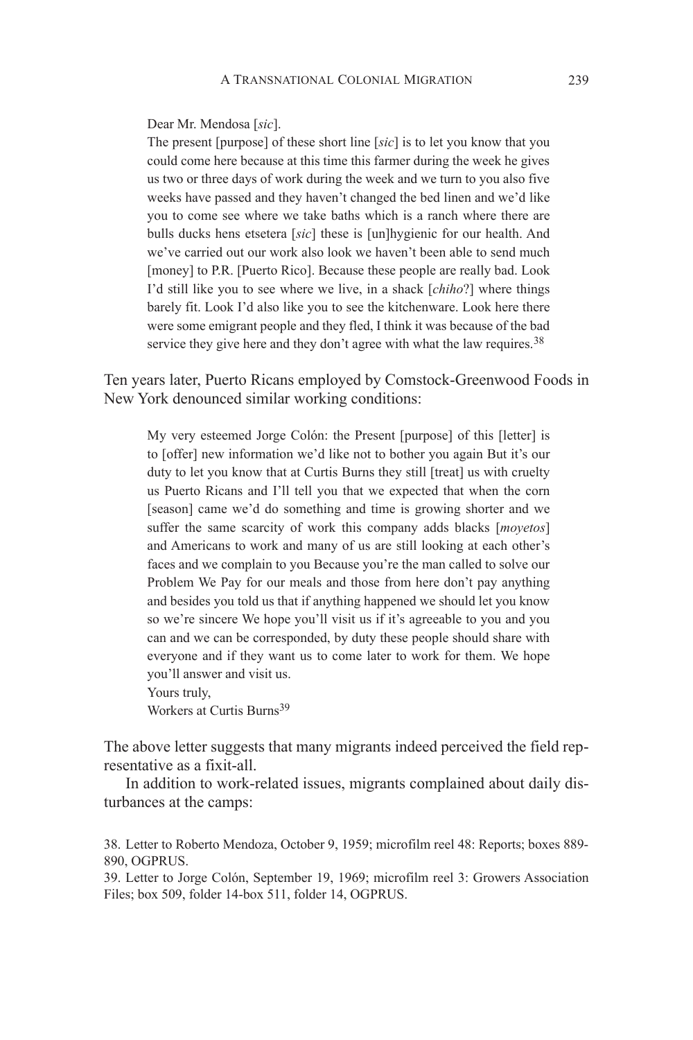> Dear Mr. Mendosa [*sic*].
>
> The present [purpose] of these short line [*sic*] is to let you know that you could come here because at this time this farmer during the week he gives us two or three days of work during the week and we turn to you also five weeks have passed and they haven't changed the bed linen and we'd like you to come see where we take baths which is a ranch where there are bulls ducks hens etsetera [*sic*] these is [un]hygienic for our health. And we've carried out our work also look we haven't been able to send much [money] to P.R. [Puerto Rico]. Because these people are really bad. Look I'd still like you to see where we live, in a shack [*chiho*?] where things barely fit. Look I'd also like you to see the kitchenware. Look here there were some emigrant people and they fled, I think it was because of the bad service they give here and they don't agree with what the law requires.[38]

Ten years later, Puerto Ricans employed by Comstock-Greenwood Foods in New York denounced similar working conditions:

> My very esteemed Jorge Colón: the Present [purpose] of this [letter] is to [offer] new information we'd like not to bother you again But it's our duty to let you know that at Curtis Burns they still [treat] us with cruelty us Puerto Ricans and I'll tell you that we expected that when the corn [season] came we'd do something and time is growing shorter and we suffer the same scarcity of work this company adds blacks [*moyetos*] and Americans to work and many of us are still looking at each other's faces and we complain to you Because you're the man called to solve our Problem We Pay for our meals and those from here don't pay anything and besides you told us that if anything happened we should let you know so we're sincere We hope you'll visit us if it's agreeable to you and you can and we can be corresponded, by duty these people should share with everyone and if they want us to come later to work for them. We hope you'll answer and visit us.
>
> Yours truly,
>
> Workers at Curtis Burns[39]

The above letter suggests that many migrants indeed perceived the field representative as a fixit-all.

In addition to work-related issues, migrants complained about daily disturbances at the camps:

38. Letter to Roberto Mendoza, October 9, 1959; microfilm reel 48: Reports; boxes 889-890, OGPRUS.

39. Letter to Jorge Colón, September 19, 1969; microfilm reel 3: Growers Association Files; box 509, folder 14-box 511, folder 14, OGPRUS.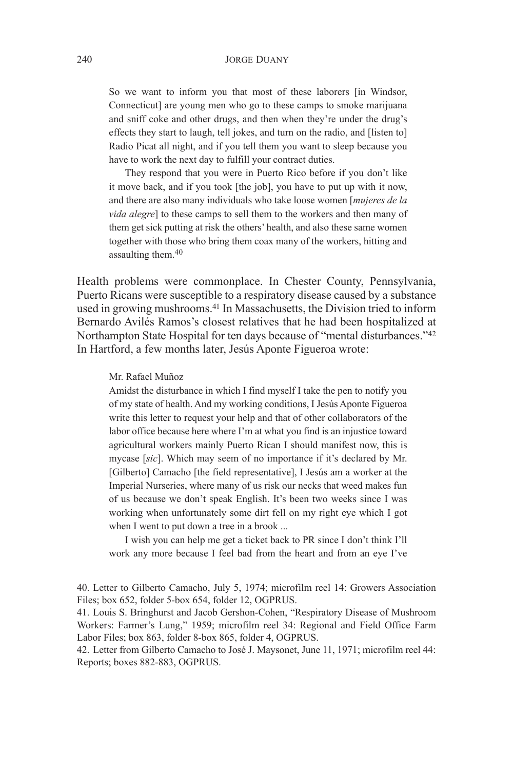> So we want to inform you that most of these laborers [in Windsor, Connecticut] are young men who go to these camps to smoke marijuana and sniff coke and other drugs, and then when they're under the drug's effects they start to laugh, tell jokes, and turn on the radio, and [listen to] Radio Picat all night, and if you tell them you want to sleep because you have to work the next day to fulfill your contract duties.
>
> They respond that you were in Puerto Rico before if you don't like it move back, and if you took [the job], you have to put up with it now, and there are also many individuals who take loose women [*mujeres de la vida alegre*] to these camps to sell them to the workers and then many of them get sick putting at risk the others' health, and also these same women together with those who bring them coax many of the workers, hitting and assaulting them.[40]

Health problems were commonplace. In Chester County, Pennsylvania, Puerto Ricans were susceptible to a respiratory disease caused by a substance used in growing mushrooms.[41] In Massachusetts, the Division tried to inform Bernardo Avilés Ramos's closest relatives that he had been hospitalized at Northampton State Hospital for ten days because of "mental disturbances."[42] In Hartford, a few months later, Jesús Aponte Figueroa wrote:

> Mr. Rafael Muñoz
>
> Amidst the disturbance in which I find myself I take the pen to notify you of my state of health. And my working conditions, I Jesús Aponte Figueroa write this letter to request your help and that of other collaborators of the labor office because here where I'm at what you find is an injustice toward agricultural workers mainly Puerto Rican I should manifest now, this is mycase [*sic*]. Which may seem of no importance if it's declared by Mr. [Gilberto] Camacho [the field representative], I Jesús am a worker at the Imperial Nurseries, where many of us risk our necks that weed makes fun of us because we don't speak English. It's been two weeks since I was working when unfortunately some dirt fell on my right eye which I got when I went to put down a tree in a brook ...
>
> I wish you can help me get a ticket back to PR since I don't think I'll work any more because I feel bad from the heart and from an eye I've

40. Letter to Gilberto Camacho, July 5, 1974; microfilm reel 14: Growers Association Files; box 652, folder 5-box 654, folder 12, OGPRUS.

41. Louis S. Bringhurst and Jacob Gershon-Cohen, "Respiratory Disease of Mushroom Workers: Farmer's Lung," 1959; microfilm reel 34: Regional and Field Office Farm Labor Files; box 863, folder 8-box 865, folder 4, OGPRUS.

42. Letter from Gilberto Camacho to José J. Maysonet, June 11, 1971; microfilm reel 44: Reports; boxes 882-883, OGPRUS.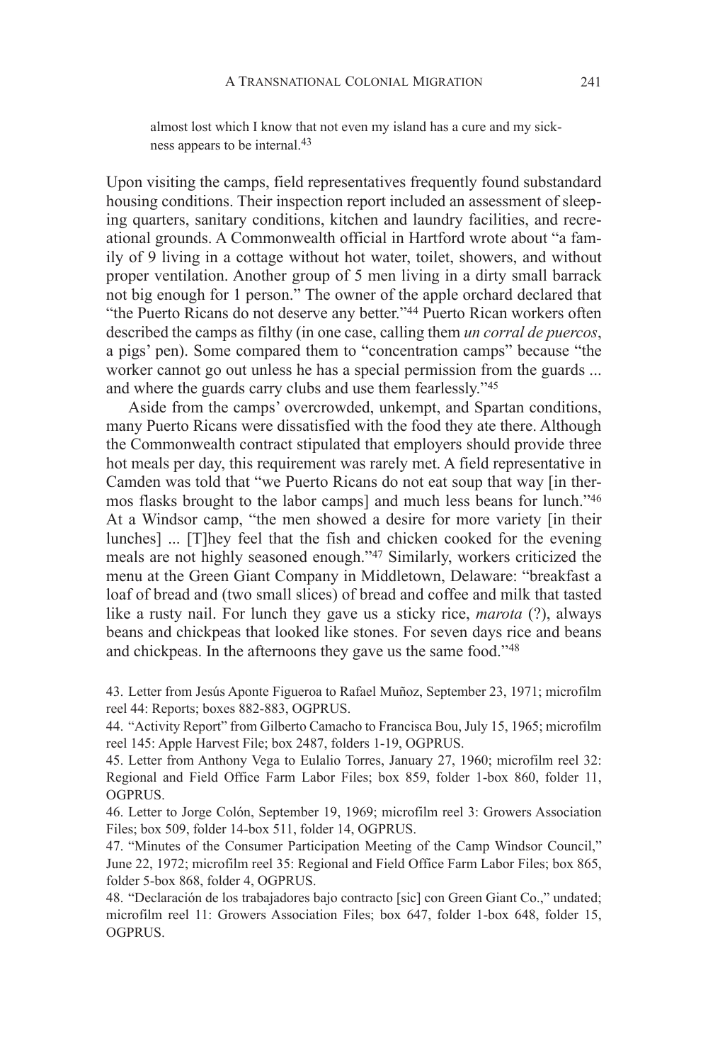> almost lost which I know that not even my island has a cure and my sickness appears to be internal.[43]

Upon visiting the camps, field representatives frequently found substandard housing conditions. Their inspection report included an assessment of sleeping quarters, sanitary conditions, kitchen and laundry facilities, and recreational grounds. A Commonwealth official in Hartford wrote about "a family of 9 living in a cottage without hot water, toilet, showers, and without proper ventilation. Another group of 5 men living in a dirty small barrack not big enough for 1 person." The owner of the apple orchard declared that "the Puerto Ricans do not deserve any better."[44] Puerto Rican workers often described the camps as filthy (in one case, calling them *un corral de puercos*, a pigs' pen). Some compared them to "concentration camps" because "the worker cannot go out unless he has a special permission from the guards ... and where the guards carry clubs and use them fearlessly."[45]

Aside from the camps' overcrowded, unkempt, and Spartan conditions, many Puerto Ricans were dissatisfied with the food they ate there. Although the Commonwealth contract stipulated that employers should provide three hot meals per day, this requirement was rarely met. A field representative in Camden was told that "we Puerto Ricans do not eat soup that way [in thermos flasks brought to the labor camps] and much less beans for lunch."[46] At a Windsor camp, "the men showed a desire for more variety [in their lunches] ... [T]hey feel that the fish and chicken cooked for the evening meals are not highly seasoned enough."[47] Similarly, workers criticized the menu at the Green Giant Company in Middletown, Delaware: "breakfast a loaf of bread and (two small slices) of bread and coffee and milk that tasted like a rusty nail. For lunch they gave us a sticky rice, *marota* (?), always beans and chickpeas that looked like stones. For seven days rice and beans and chickpeas. In the afternoons they gave us the same food."[48]

43. Letter from Jesús Aponte Figueroa to Rafael Muñoz, September 23, 1971; microfilm reel 44: Reports; boxes 882-883, OGPRUS.

44. "Activity Report" from Gilberto Camacho to Francisca Bou, July 15, 1965; microfilm reel 145: Apple Harvest File; box 2487, folders 1-19, OGPRUS.

45. Letter from Anthony Vega to Eulalio Torres, January 27, 1960; microfilm reel 32: Regional and Field Office Farm Labor Files; box 859, folder 1-box 860, folder 11, OGPRUS.

46. Letter to Jorge Colón, September 19, 1969; microfilm reel 3: Growers Association Files; box 509, folder 14-box 511, folder 14, OGPRUS.

47. "Minutes of the Consumer Participation Meeting of the Camp Windsor Council," June 22, 1972; microfilm reel 35: Regional and Field Office Farm Labor Files; box 865, folder 5-box 868, folder 4, OGPRUS.

48. "Declaración de los trabajadores bajo contracto [sic] con Green Giant Co.," undated; microfilm reel 11: Growers Association Files; box 647, folder 1-box 648, folder 15, OGPRUS.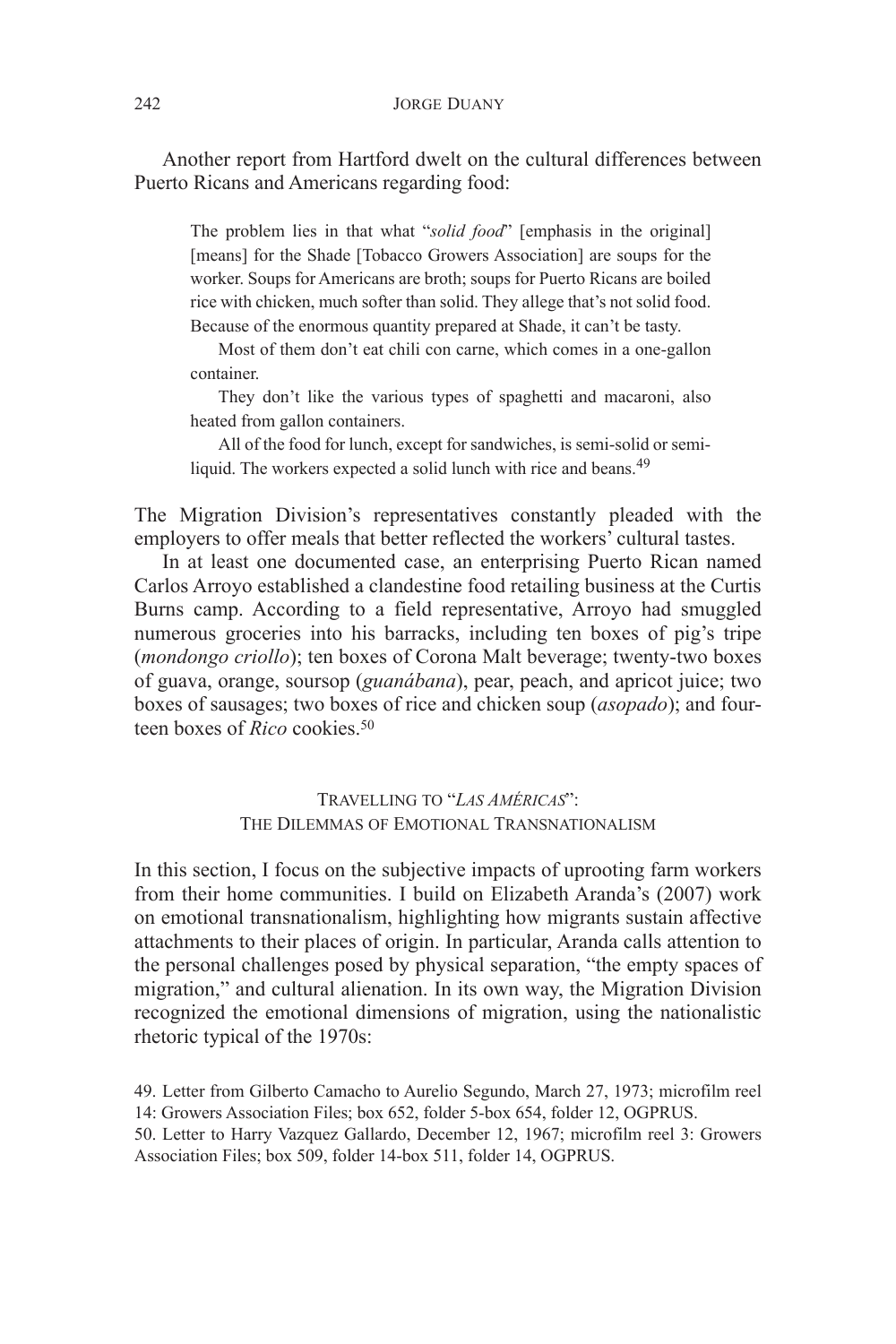Another report from Hartford dwelt on the cultural differences between Puerto Ricans and Americans regarding food:

> The problem lies in that what "*solid food*" [emphasis in the original] [means] for the Shade [Tobacco Growers Association] are soups for the worker. Soups for Americans are broth; soups for Puerto Ricans are boiled rice with chicken, much softer than solid. They allege that's not solid food. Because of the enormous quantity prepared at Shade, it can't be tasty.
>
> Most of them don't eat chili con carne, which comes in a one-gallon container.
>
> They don't like the various types of spaghetti and macaroni, also heated from gallon containers.
>
> All of the food for lunch, except for sandwiches, is semi-solid or semi-liquid. The workers expected a solid lunch with rice and beans.[49]

The Migration Division's representatives constantly pleaded with the employers to offer meals that better reflected the workers' cultural tastes.

In at least one documented case, an enterprising Puerto Rican named Carlos Arroyo established a clandestine food retailing business at the Curtis Burns camp. According to a field representative, Arroyo had smuggled numerous groceries into his barracks, including ten boxes of pig's tripe (*mondongo criollo*); ten boxes of Corona Malt beverage; twenty-two boxes of guava, orange, soursop (*guanábana*), pear, peach, and apricot juice; two boxes of sausages; two boxes of rice and chicken soup (*asopado*); and fourteen boxes of *Rico* cookies.[50]

## Travelling to "*Las Américas*": The Dilemmas of Emotional Transnationalism

In this section, I focus on the subjective impacts of uprooting farm workers from their home communities. I build on Elizabeth Aranda's (2007) work on emotional transnationalism, highlighting how migrants sustain affective attachments to their places of origin. In particular, Aranda calls attention to the personal challenges posed by physical separation, "the empty spaces of migration," and cultural alienation. In its own way, the Migration Division recognized the emotional dimensions of migration, using the nationalistic rhetoric typical of the 1970s:

49. Letter from Gilberto Camacho to Aurelio Segundo, March 27, 1973; microfilm reel 14: Growers Association Files; box 652, folder 5-box 654, folder 12, OGPRUS.

50. Letter to Harry Vazquez Gallardo, December 12, 1967; microfilm reel 3: Growers Association Files; box 509, folder 14-box 511, folder 14, OGPRUS.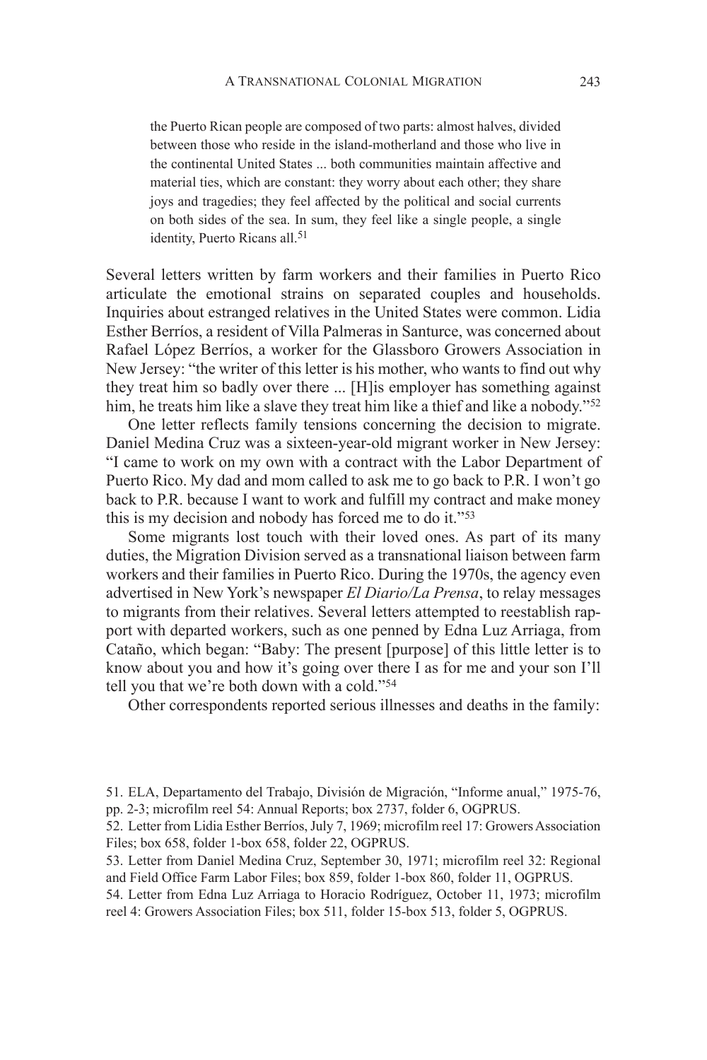> the Puerto Rican people are composed of two parts: almost halves, divided between those who reside in the island-motherland and those who live in the continental United States ... both communities maintain affective and material ties, which are constant: they worry about each other; they share joys and tragedies; they feel affected by the political and social currents on both sides of the sea. In sum, they feel like a single people, a single identity, Puerto Ricans all.[51]

Several letters written by farm workers and their families in Puerto Rico articulate the emotional strains on separated couples and households. Inquiries about estranged relatives in the United States were common. Lidia Esther Berríos, a resident of Villa Palmeras in Santurce, was concerned about Rafael López Berríos, a worker for the Glassboro Growers Association in New Jersey: "the writer of this letter is his mother, who wants to find out why they treat him so badly over there ... [H]is employer has something against him, he treats him like a slave they treat him like a thief and like a nobody."[52]

One letter reflects family tensions concerning the decision to migrate. Daniel Medina Cruz was a sixteen-year-old migrant worker in New Jersey: "I came to work on my own with a contract with the Labor Department of Puerto Rico. My dad and mom called to ask me to go back to P.R. I won't go back to P.R. because I want to work and fulfill my contract and make money this is my decision and nobody has forced me to do it."[53]

Some migrants lost touch with their loved ones. As part of its many duties, the Migration Division served as a transnational liaison between farm workers and their families in Puerto Rico. During the 1970s, the agency even advertised in New York's newspaper *El Diario/La Prensa*, to relay messages to migrants from their relatives. Several letters attempted to reestablish rapport with departed workers, such as one penned by Edna Luz Arriaga, from Cataño, which began: "Baby: The present [purpose] of this little letter is to know about you and how it's going over there I as for me and your son I'll tell you that we're both down with a cold."[54]

Other correspondents reported serious illnesses and deaths in the family:

51. ELA, Departamento del Trabajo, División de Migración, "Informe anual," 1975-76, pp. 2-3; microfilm reel 54: Annual Reports; box 2737, folder 6, OGPRUS.

52. Letter from Lidia Esther Berríos, July 7, 1969; microfilm reel 17: Growers Association Files; box 658, folder 1-box 658, folder 22, OGPRUS.

53. Letter from Daniel Medina Cruz, September 30, 1971; microfilm reel 32: Regional and Field Office Farm Labor Files; box 859, folder 1-box 860, folder 11, OGPRUS.

54. Letter from Edna Luz Arriaga to Horacio Rodríguez, October 11, 1973; microfilm reel 4: Growers Association Files; box 511, folder 15-box 513, folder 5, OGPRUS.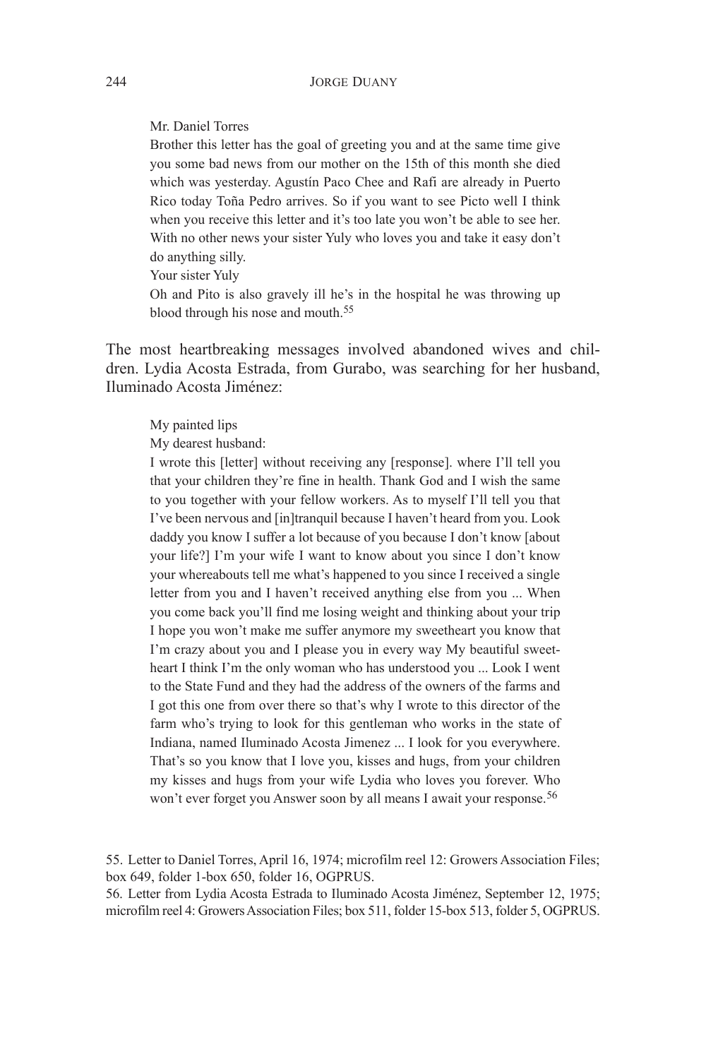> Mr. Daniel Torres
>
> Brother this letter has the goal of greeting you and at the same time give you some bad news from our mother on the 15th of this month she died which was yesterday. Agustín Paco Chee and Rafi are already in Puerto Rico today Toña Pedro arrives. So if you want to see Picto well I think when you receive this letter and it's too late you won't be able to see her. With no other news your sister Yuly who loves you and take it easy don't do anything silly.
>
> Your sister Yuly
>
> Oh and Pito is also gravely ill he's in the hospital he was throwing up blood through his nose and mouth.[55]

The most heartbreaking messages involved abandoned wives and children. Lydia Acosta Estrada, from Gurabo, was searching for her husband, Iluminado Acosta Jiménez:

> My painted lips
>
> My dearest husband:
>
> I wrote this [letter] without receiving any [response]. where I'll tell you that your children they're fine in health. Thank God and I wish the same to you together with your fellow workers. As to myself I'll tell you that I've been nervous and [in]tranquil because I haven't heard from you. Look daddy you know I suffer a lot because of you because I don't know [about your life?] I'm your wife I want to know about you since I don't know your whereabouts tell me what's happened to you since I received a single letter from you and I haven't received anything else from you ... When you come back you'll find me losing weight and thinking about your trip I hope you won't make me suffer anymore my sweetheart you know that I'm crazy about you and I please you in every way My beautiful sweetheart I think I'm the only woman who has understood you ... Look I went to the State Fund and they had the address of the owners of the farms and I got this one from over there so that's why I wrote to this director of the farm who's trying to look for this gentleman who works in the state of Indiana, named Iluminado Acosta Jimenez ... I look for you everywhere. That's so you know that I love you, kisses and hugs, from your children my kisses and hugs from your wife Lydia who loves you forever. Who won't ever forget you Answer soon by all means I await your response.[56]

55. Letter to Daniel Torres, April 16, 1974; microfilm reel 12: Growers Association Files; box 649, folder 1-box 650, folder 16, OGPRUS.

56. Letter from Lydia Acosta Estrada to Iluminado Acosta Jiménez, September 12, 1975; microfilm reel 4: Growers Association Files; box 511, folder 15-box 513, folder 5, OGPRUS.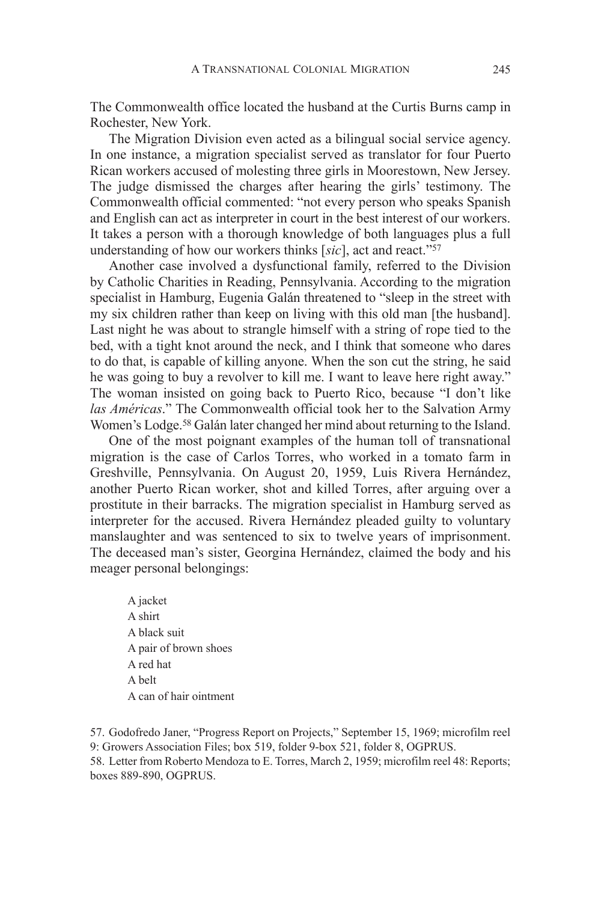The Commonwealth office located the husband at the Curtis Burns camp in Rochester, New York.

The Migration Division even acted as a bilingual social service agency. In one instance, a migration specialist served as translator for four Puerto Rican workers accused of molesting three girls in Moorestown, New Jersey. The judge dismissed the charges after hearing the girls' testimony. The Commonwealth official commented: "not every person who speaks Spanish and English can act as interpreter in court in the best interest of our workers. It takes a person with a thorough knowledge of both languages plus a full understanding of how our workers thinks [*sic*], act and react."[57]

Another case involved a dysfunctional family, referred to the Division by Catholic Charities in Reading, Pennsylvania. According to the migration specialist in Hamburg, Eugenia Galán threatened to "sleep in the street with my six children rather than keep on living with this old man [the husband]. Last night he was about to strangle himself with a string of rope tied to the bed, with a tight knot around the neck, and I think that someone who dares to do that, is capable of killing anyone. When the son cut the string, he said he was going to buy a revolver to kill me. I want to leave here right away." The woman insisted on going back to Puerto Rico, because "I don't like *las Américas*." The Commonwealth official took her to the Salvation Army Women's Lodge.[58] Galán later changed her mind about returning to the Island.

One of the most poignant examples of the human toll of transnational migration is the case of Carlos Torres, who worked in a tomato farm in Greshville, Pennsylvania. On August 20, 1959, Luis Rivera Hernández, another Puerto Rican worker, shot and killed Torres, after arguing over a prostitute in their barracks. The migration specialist in Hamburg served as interpreter for the accused. Rivera Hernández pleaded guilty to voluntary manslaughter and was sentenced to six to twelve years of imprisonment. The deceased man's sister, Georgina Hernández, claimed the body and his meager personal belongings:

A jacket
A shirt
A black suit
A pair of brown shoes
A red hat
A belt
A can of hair ointment

57. Godofredo Janer, "Progress Report on Projects," September 15, 1969; microfilm reel 9: Growers Association Files; box 519, folder 9-box 521, folder 8, OGPRUS.

58. Letter from Roberto Mendoza to E. Torres, March 2, 1959; microfilm reel 48: Reports; boxes 889-890, OGPRUS.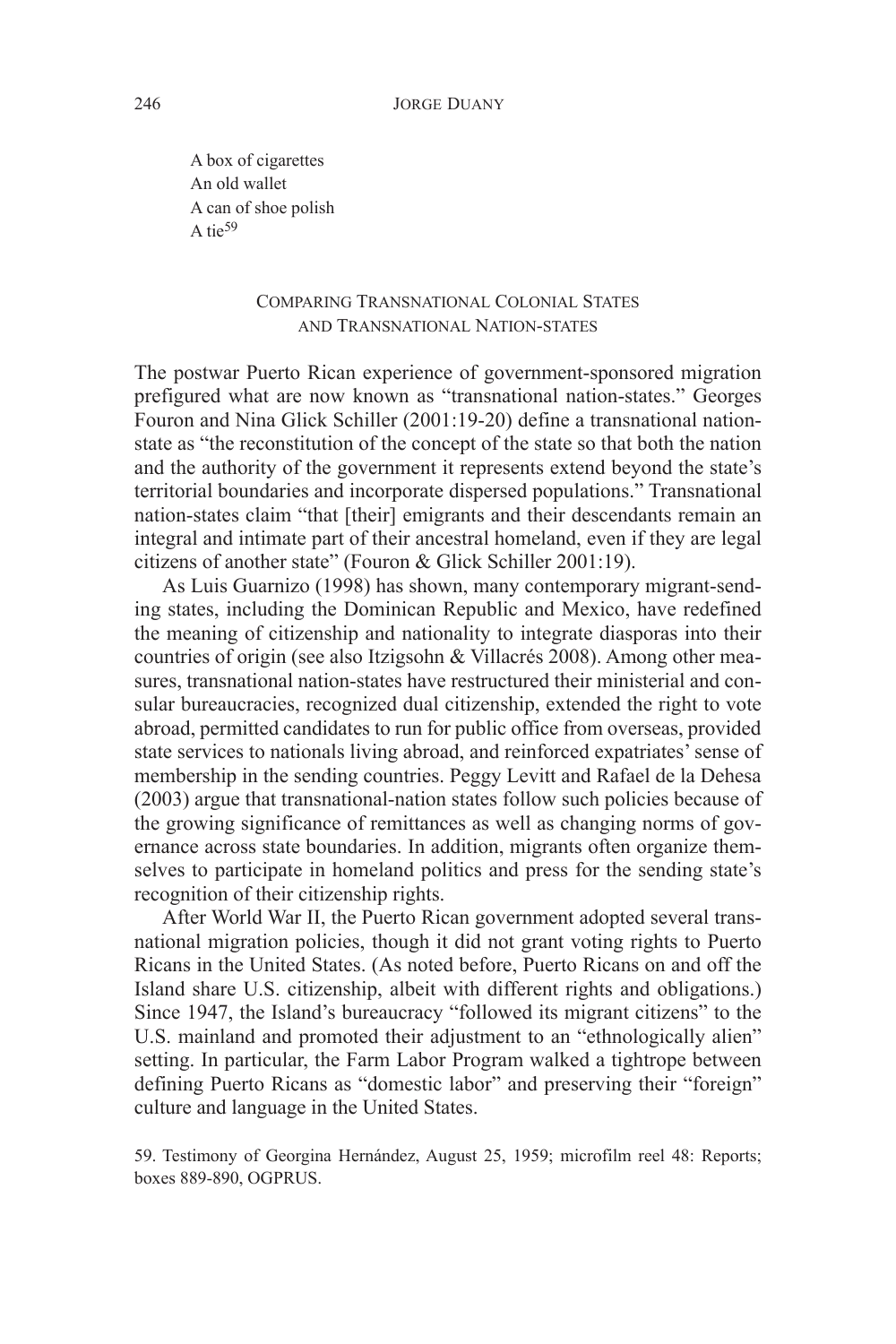A box of cigarettes
An old wallet
A can of shoe polish
A tie[59]

## Comparing Transnational Colonial States and Transnational Nation-states

The postwar Puerto Rican experience of government-sponsored migration prefigured what are now known as "transnational nation-states." Georges Fouron and Nina Glick Schiller (2001:19-20) define a transnational nation-state as "the reconstitution of the concept of the state so that both the nation and the authority of the government it represents extend beyond the state's territorial boundaries and incorporate dispersed populations." Transnational nation-states claim "that [their] emigrants and their descendants remain an integral and intimate part of their ancestral homeland, even if they are legal citizens of another state" (Fouron & Glick Schiller 2001:19).

As Luis Guarnizo (1998) has shown, many contemporary migrant-sending states, including the Dominican Republic and Mexico, have redefined the meaning of citizenship and nationality to integrate diasporas into their countries of origin (see also Itzigsohn & Villacrés 2008). Among other measures, transnational nation-states have restructured their ministerial and consular bureaucracies, recognized dual citizenship, extended the right to vote abroad, permitted candidates to run for public office from overseas, provided state services to nationals living abroad, and reinforced expatriates' sense of membership in the sending countries. Peggy Levitt and Rafael de la Dehesa (2003) argue that transnational-nation states follow such policies because of the growing significance of remittances as well as changing norms of governance across state boundaries. In addition, migrants often organize themselves to participate in homeland politics and press for the sending state's recognition of their citizenship rights.

After World War II, the Puerto Rican government adopted several transnational migration policies, though it did not grant voting rights to Puerto Ricans in the United States. (As noted before, Puerto Ricans on and off the Island share U.S. citizenship, albeit with different rights and obligations.) Since 1947, the Island's bureaucracy "followed its migrant citizens" to the U.S. mainland and promoted their adjustment to an "ethnologically alien" setting. In particular, the Farm Labor Program walked a tightrope between defining Puerto Ricans as "domestic labor" and preserving their "foreign" culture and language in the United States.

59. Testimony of Georgina Hernández, August 25, 1959; microfilm reel 48: Reports; boxes 889-890, OGPRUS.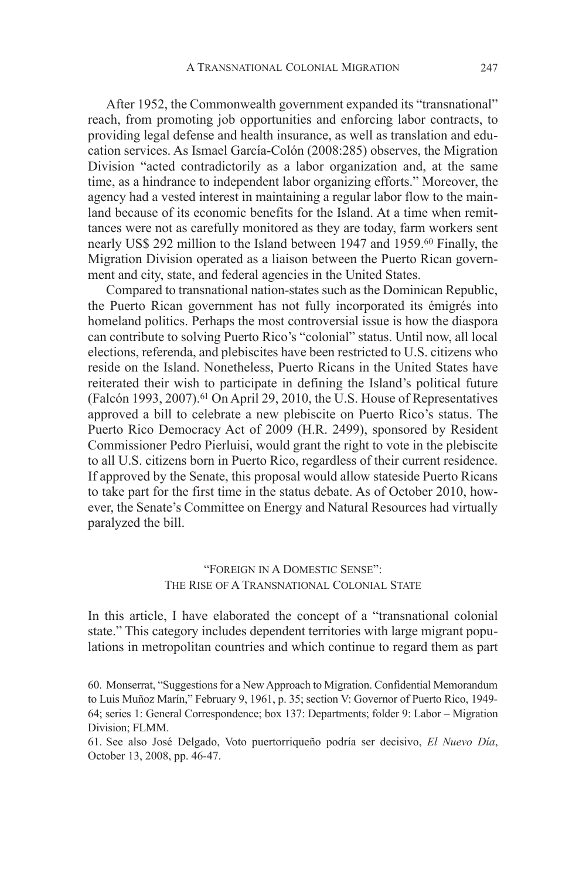After 1952, the Commonwealth government expanded its "transnational" reach, from promoting job opportunities and enforcing labor contracts, to providing legal defense and health insurance, as well as translation and education services. As Ismael García-Colón (2008:285) observes, the Migration Division "acted contradictorily as a labor organization and, at the same time, as a hindrance to independent labor organizing efforts." Moreover, the agency had a vested interest in maintaining a regular labor flow to the mainland because of its economic benefits for the Island. At a time when remittances were not as carefully monitored as they are today, farm workers sent nearly US$ 292 million to the Island between 1947 and 1959.[60] Finally, the Migration Division operated as a liaison between the Puerto Rican government and city, state, and federal agencies in the United States.

Compared to transnational nation-states such as the Dominican Republic, the Puerto Rican government has not fully incorporated its émigrés into homeland politics. Perhaps the most controversial issue is how the diaspora can contribute to solving Puerto Rico's "colonial" status. Until now, all local elections, referenda, and plebiscites have been restricted to U.S. citizens who reside on the Island. Nonetheless, Puerto Ricans in the United States have reiterated their wish to participate in defining the Island's political future (Falcón 1993, 2007).[61] On April 29, 2010, the U.S. House of Representatives approved a bill to celebrate a new plebiscite on Puerto Rico's status. The Puerto Rico Democracy Act of 2009 (H.R. 2499), sponsored by Resident Commissioner Pedro Pierluisi, would grant the right to vote in the plebiscite to all U.S. citizens born in Puerto Rico, regardless of their current residence. If approved by the Senate, this proposal would allow stateside Puerto Ricans to take part for the first time in the status debate. As of October 2010, however, the Senate's Committee on Energy and Natural Resources had virtually paralyzed the bill.

## "Foreign in a Domestic Sense": The Rise of a Transnational Colonial State

In this article, I have elaborated the concept of a "transnational colonial state." This category includes dependent territories with large migrant populations in metropolitan countries and which continue to regard them as part

60. Monserrat, "Suggestions for a New Approach to Migration. Confidential Memorandum to Luis Muñoz Marín," February 9, 1961, p. 35; section V: Governor of Puerto Rico, 1949-64; series 1: General Correspondence; box 137: Departments; folder 9: Labor – Migration Division; FLMM.

61. See also José Delgado, Voto puertorriqueño podría ser decisivo, *El Nuevo Día*, October 13, 2008, pp. 46-47.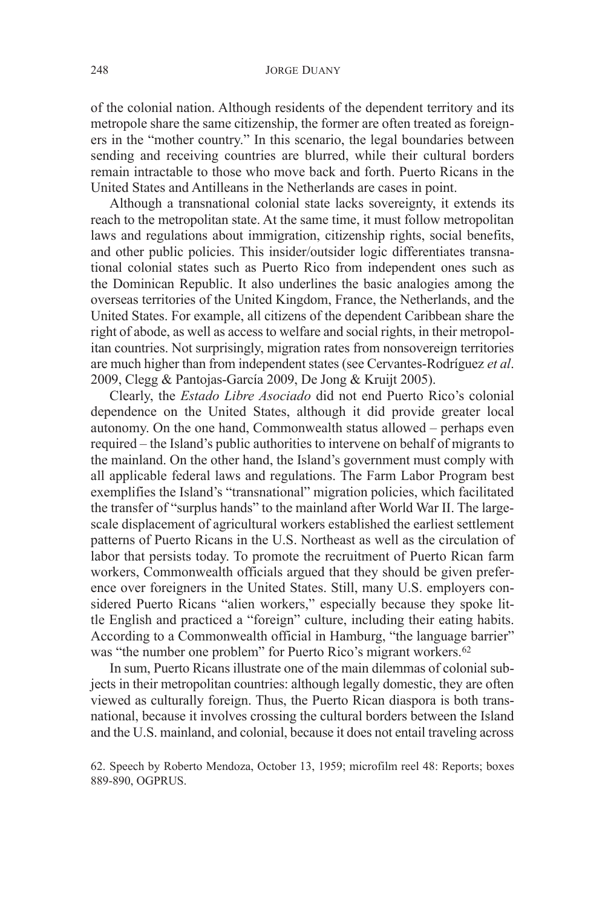of the colonial nation. Although residents of the dependent territory and its metropole share the same citizenship, the former are often treated as foreigners in the "mother country." In this scenario, the legal boundaries between sending and receiving countries are blurred, while their cultural borders remain intractable to those who move back and forth. Puerto Ricans in the United States and Antilleans in the Netherlands are cases in point.

Although a transnational colonial state lacks sovereignty, it extends its reach to the metropolitan state. At the same time, it must follow metropolitan laws and regulations about immigration, citizenship rights, social benefits, and other public policies. This insider/outsider logic differentiates transnational colonial states such as Puerto Rico from independent ones such as the Dominican Republic. It also underlines the basic analogies among the overseas territories of the United Kingdom, France, the Netherlands, and the United States. For example, all citizens of the dependent Caribbean share the right of abode, as well as access to welfare and social rights, in their metropolitan countries. Not surprisingly, migration rates from nonsovereign territories are much higher than from independent states (see Cervantes-Rodríguez *et al*. 2009, Clegg & Pantojas-García 2009, De Jong & Kruijt 2005).

Clearly, the *Estado Libre Asociado* did not end Puerto Rico's colonial dependence on the United States, although it did provide greater local autonomy. On the one hand, Commonwealth status allowed – perhaps even required – the Island's public authorities to intervene on behalf of migrants to the mainland. On the other hand, the Island's government must comply with all applicable federal laws and regulations. The Farm Labor Program best exemplifies the Island's "transnational" migration policies, which facilitated the transfer of "surplus hands" to the mainland after World War II. The large-scale displacement of agricultural workers established the earliest settlement patterns of Puerto Ricans in the U.S. Northeast as well as the circulation of labor that persists today. To promote the recruitment of Puerto Rican farm workers, Commonwealth officials argued that they should be given preference over foreigners in the United States. Still, many U.S. employers considered Puerto Ricans "alien workers," especially because they spoke little English and practiced a "foreign" culture, including their eating habits. According to a Commonwealth official in Hamburg, "the language barrier" was "the number one problem" for Puerto Rico's migrant workers.[62]

In sum, Puerto Ricans illustrate one of the main dilemmas of colonial subjects in their metropolitan countries: although legally domestic, they are often viewed as culturally foreign. Thus, the Puerto Rican diaspora is both transnational, because it involves crossing the cultural borders between the Island and the U.S. mainland, and colonial, because it does not entail traveling across

62. Speech by Roberto Mendoza, October 13, 1959; microfilm reel 48: Reports; boxes 889-890, OGPRUS.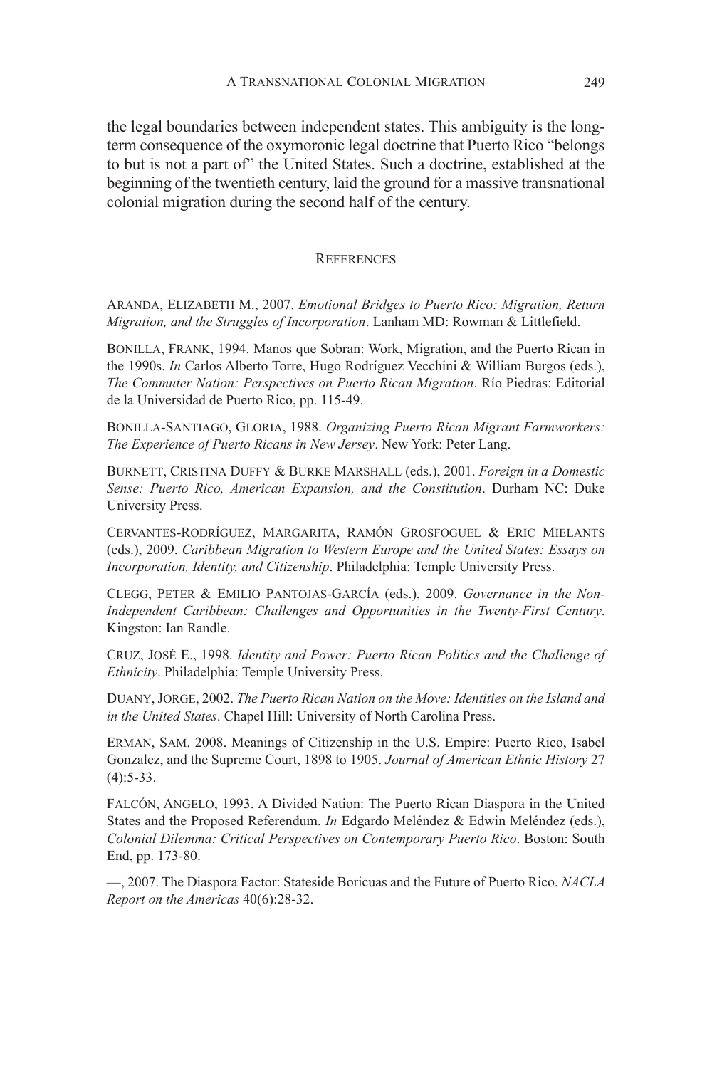the legal boundaries between independent states. This ambiguity is the long-term consequence of the oxymoronic legal doctrine that Puerto Rico "belongs to but is not a part of" the United States. Such a doctrine, established at the beginning of the twentieth century, laid the ground for a massive transnational colonial migration during the second half of the century.

## References

Aranda, Elizabeth M., 2007. *Emotional Bridges to Puerto Rico: Migration, Return Migration, and the Struggles of Incorporation*. Lanham MD: Rowman & Littlefield.

Bonilla, Frank, 1994. Manos que Sobran: Work, Migration, and the Puerto Rican in the 1990s. *In* Carlos Alberto Torre, Hugo Rodríguez Vecchini & William Burgos (eds.), *The Commuter Nation: Perspectives on Puerto Rican Migration*. Río Piedras: Editorial de la Universidad de Puerto Rico, pp. 115-49.

Bonilla-Santiago, Gloria, 1988. *Organizing Puerto Rican Migrant Farmworkers: The Experience of Puerto Ricans in New Jersey*. New York: Peter Lang.

Burnett, Cristina Duffy & Burke Marshall (eds.), 2001. *Foreign in a Domestic Sense: Puerto Rico, American Expansion, and the Constitution*. Durham NC: Duke University Press.

Cervantes-Rodríguez, Margarita, Ramón Grosfoguel & Eric Mielants (eds.), 2009. *Caribbean Migration to Western Europe and the United States: Essays on Incorporation, Identity, and Citizenship*. Philadelphia: Temple University Press.

Clegg, Peter & Emilio Pantojas-García (eds.), 2009. *Governance in the Non-Independent Caribbean: Challenges and Opportunities in the Twenty-First Century*. Kingston: Ian Randle.

Cruz, José E., 1998. *Identity and Power: Puerto Rican Politics and the Challenge of Ethnicity*. Philadelphia: Temple University Press.

Duany, Jorge, 2002. *The Puerto Rican Nation on the Move: Identities on the Island and in the United States*. Chapel Hill: University of North Carolina Press.

Erman, Sam. 2008. Meanings of Citizenship in the U.S. Empire: Puerto Rico, Isabel Gonzalez, and the Supreme Court, 1898 to 1905. *Journal of American Ethnic History* 27 (4):5-33.

Falcón, Angelo, 1993. A Divided Nation: The Puerto Rican Diaspora in the United States and the Proposed Referendum. *In* Edgardo Meléndez & Edwin Meléndez (eds.), *Colonial Dilemma: Critical Perspectives on Contemporary Puerto Rico*. Boston: South End, pp. 173-80.

—, 2007. The Diaspora Factor: Stateside Boricuas and the Future of Puerto Rico. *NACLA Report on the Americas* 40(6):28-32.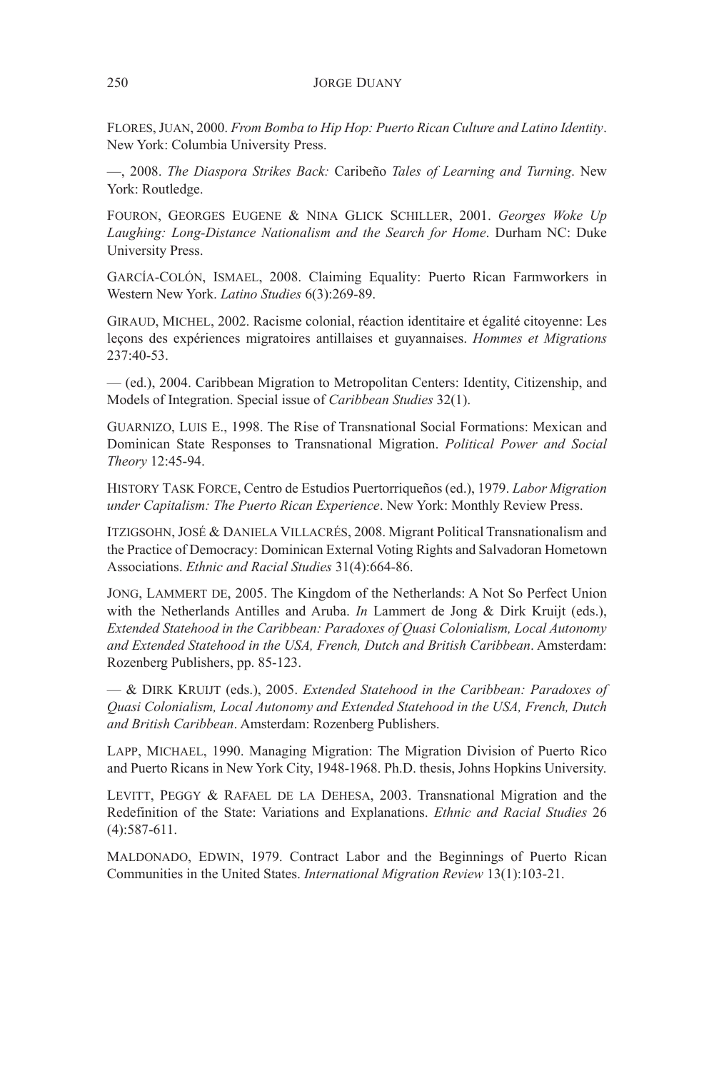FLORES, JUAN, 2000. *From Bomba to Hip Hop: Puerto Rican Culture and Latino Identity*. New York: Columbia University Press.

—, 2008. *The Diaspora Strikes Back:* Caribeño *Tales of Learning and Turning*. New York: Routledge.

FOURON, GEORGES EUGENE & NINA GLICK SCHILLER, 2001. *Georges Woke Up Laughing: Long-Distance Nationalism and the Search for Home*. Durham NC: Duke University Press.

GARCÍA-COLÓN, ISMAEL, 2008. Claiming Equality: Puerto Rican Farmworkers in Western New York. *Latino Studies* 6(3):269-89.

GIRAUD, MICHEL, 2002. Racisme colonial, réaction identitaire et égalité citoyenne: Les leçons des expériences migratoires antillaises et guyannaises. *Hommes et Migrations* 237:40-53.

— (ed.), 2004. Caribbean Migration to Metropolitan Centers: Identity, Citizenship, and Models of Integration. Special issue of *Caribbean Studies* 32(1).

GUARNIZO, LUIS E., 1998. The Rise of Transnational Social Formations: Mexican and Dominican State Responses to Transnational Migration. *Political Power and Social Theory* 12:45-94.

HISTORY TASK FORCE, Centro de Estudios Puertorriqueños (ed.), 1979. *Labor Migration under Capitalism: The Puerto Rican Experience*. New York: Monthly Review Press.

ITZIGSOHN, JOSÉ & DANIELA VILLACRÉS, 2008. Migrant Political Transnationalism and the Practice of Democracy: Dominican External Voting Rights and Salvadoran Hometown Associations. *Ethnic and Racial Studies* 31(4):664-86.

JONG, LAMMERT DE, 2005. The Kingdom of the Netherlands: A Not So Perfect Union with the Netherlands Antilles and Aruba. *In* Lammert de Jong & Dirk Kruijt (eds.), *Extended Statehood in the Caribbean: Paradoxes of Quasi Colonialism, Local Autonomy and Extended Statehood in the USA, French, Dutch and British Caribbean*. Amsterdam: Rozenberg Publishers, pp. 85-123.

— & DIRK KRUIJT (eds.), 2005. *Extended Statehood in the Caribbean: Paradoxes of Quasi Colonialism, Local Autonomy and Extended Statehood in the USA, French, Dutch and British Caribbean*. Amsterdam: Rozenberg Publishers.

LAPP, MICHAEL, 1990. Managing Migration: The Migration Division of Puerto Rico and Puerto Ricans in New York City, 1948-1968. Ph.D. thesis, Johns Hopkins University.

LEVITT, PEGGY & RAFAEL DE LA DEHESA, 2003. Transnational Migration and the Redefinition of the State: Variations and Explanations. *Ethnic and Racial Studies* 26 (4):587-611.

MALDONADO, EDWIN, 1979. Contract Labor and the Beginnings of Puerto Rican Communities in the United States. *International Migration Review* 13(1):103-21.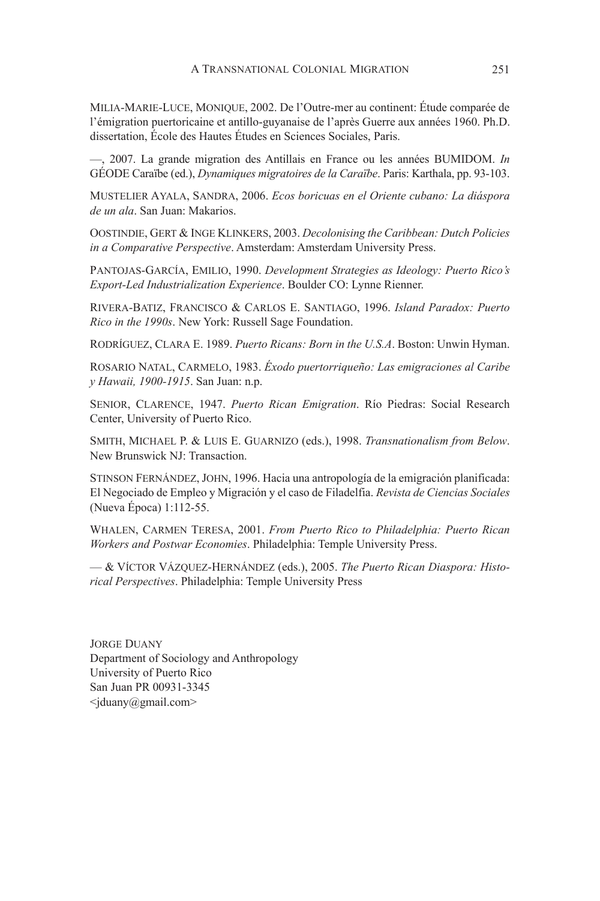MILIA-MARIE-LUCE, MONIQUE, 2002. De l'Outre-mer au continent: Étude comparée de l'émigration puertoricaine et antillo-guyanaise de l'après Guerre aux années 1960. Ph.D. dissertation, École des Hautes Études en Sciences Sociales, Paris.

—, 2007. La grande migration des Antillais en France ou les années BUMIDOM. *In* GÉODE Caraïbe (ed.), *Dynamiques migratoires de la Caraïbe*. Paris: Karthala, pp. 93-103.

MUSTELIER AYALA, SANDRA, 2006. *Ecos boricuas en el Oriente cubano: La diáspora de un ala*. San Juan: Makarios.

OOSTINDIE, GERT & INGE KLINKERS, 2003. *Decolonising the Caribbean: Dutch Policies in a Comparative Perspective*. Amsterdam: Amsterdam University Press.

PANTOJAS-GARCÍA, EMILIO, 1990. *Development Strategies as Ideology: Puerto Rico's Export-Led Industrialization Experience*. Boulder CO: Lynne Rienner.

RIVERA-BATIZ, FRANCISCO & CARLOS E. SANTIAGO, 1996. *Island Paradox: Puerto Rico in the 1990s*. New York: Russell Sage Foundation.

RODRÍGUEZ, CLARA E. 1989. *Puerto Ricans: Born in the U.S.A*. Boston: Unwin Hyman.

ROSARIO NATAL, CARMELO, 1983. *Éxodo puertorriqueño: Las emigraciones al Caribe y Hawaii, 1900-1915*. San Juan: n.p.

SENIOR, CLARENCE, 1947. *Puerto Rican Emigration*. Río Piedras: Social Research Center, University of Puerto Rico.

SMITH, MICHAEL P. & LUIS E. GUARNIZO (eds.), 1998. *Transnationalism from Below*. New Brunswick NJ: Transaction.

STINSON FERNÁNDEZ, JOHN, 1996. Hacia una antropología de la emigración planificada: El Negociado de Empleo y Migración y el caso de Filadelfia. *Revista de Ciencias Sociales* (Nueva Época) 1:112-55.

WHALEN, CARMEN TERESA, 2001. *From Puerto Rico to Philadelphia: Puerto Rican Workers and Postwar Economies*. Philadelphia: Temple University Press.

— & VÍCTOR VÁZQUEZ-HERNÁNDEZ (eds.), 2005. *The Puerto Rican Diaspora: Historical Perspectives*. Philadelphia: Temple University Press

JORGE DUANY
Department of Sociology and Anthropology
University of Puerto Rico
San Juan PR 00931-3345
<jduany@gmail.com>